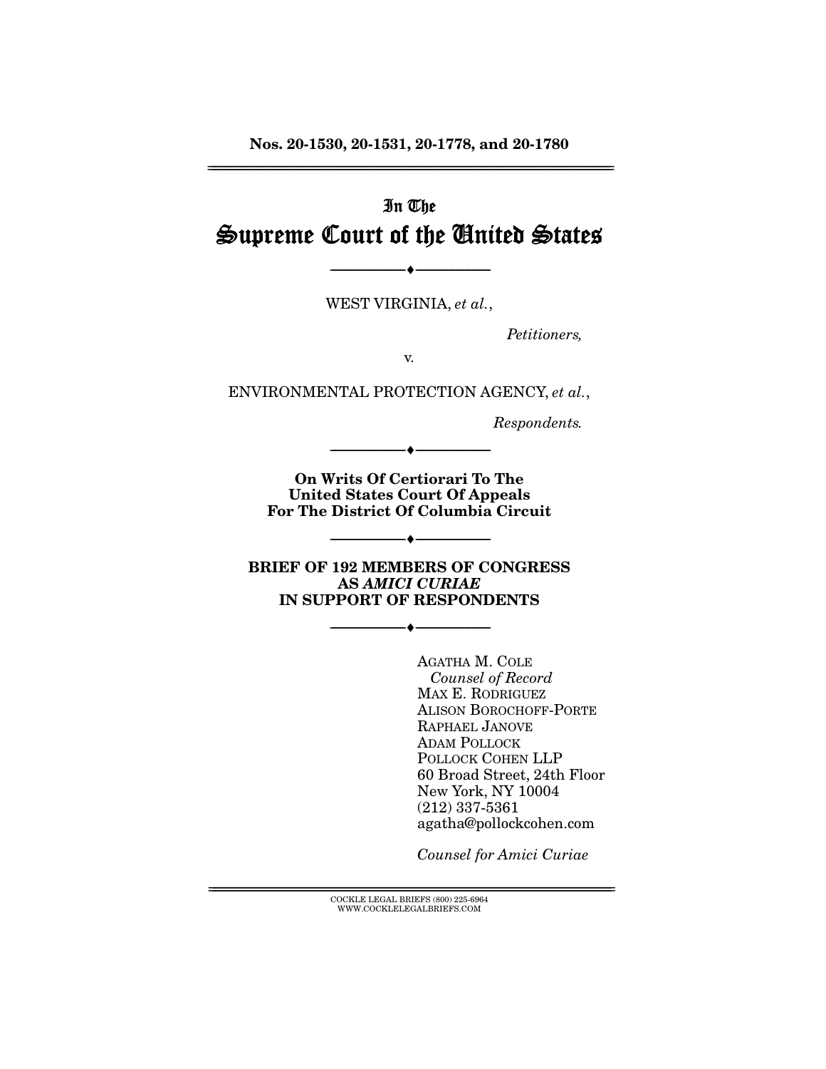**Nos. 20-1530, 20-1531, 20-1778, and 20-1780**

---

In The

# Supreme Court of the United States

---

WEST VIRGINIA, *et al.*,

*Petitioners,*

v.

ENVIRONMENTAL PROTECTION AGENCY, *et al.*,

*Respondents.*

---

**On Writs Of Certiorari To The United States Court Of Appeals For The District Of Columbia Circuit**

---

**BRIEF OF 192 MEMBERS OF CONGRESS AS *AMICI CURIAE* IN SUPPORT OF RESPONDENTS**

---

AGATHA M. COLE
*Counsel of Record*
MAX E. RODRIGUEZ
ALISON BOROCHOFF-PORTE
RAPHAEL JANOVE
ADAM POLLOCK
POLLOCK COHEN LLP
60 Broad Street, 24th Floor
New York, NY 10004
(212) 337-5361
agatha@pollockcohen.com

*Counsel for Amici Curiae*

---

COCKLE LEGAL BRIEFS (800) 225-6964
WWW.COCKLELEGALBRIEFS.COM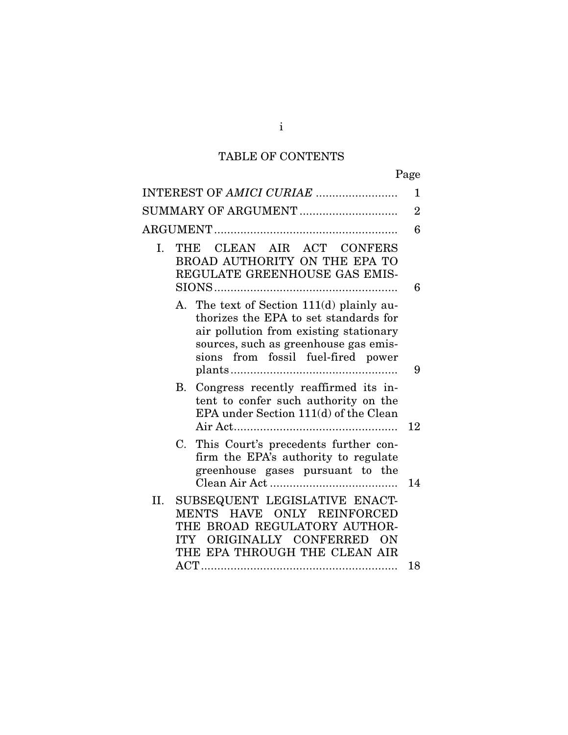# TABLE OF CONTENTS

| | Page |
|---|---|
| INTEREST OF *AMICI CURIAE* | 1 |
| SUMMARY OF ARGUMENT | 2 |
| ARGUMENT | 6 |
| I. THE CLEAN AIR ACT CONFERS BROAD AUTHORITY ON THE EPA TO REGULATE GREENHOUSE GAS EMISSIONS | 6 |
| A. The text of Section 111(d) plainly authorizes the EPA to set standards for air pollution from existing stationary sources, such as greenhouse gas emissions from fossil fuel-fired power plants | 9 |
| B. Congress recently reaffirmed its intent to confer such authority on the EPA under Section 111(d) of the Clean Air Act | 12 |
| C. This Court's precedents further confirm the EPA's authority to regulate greenhouse gases pursuant to the Clean Air Act | 14 |
| II. SUBSEQUENT LEGISLATIVE ENACTMENTS HAVE ONLY REINFORCED THE BROAD REGULATORY AUTHORITY ORIGINALLY CONFERRED ON THE EPA THROUGH THE CLEAN AIR ACT | 18 |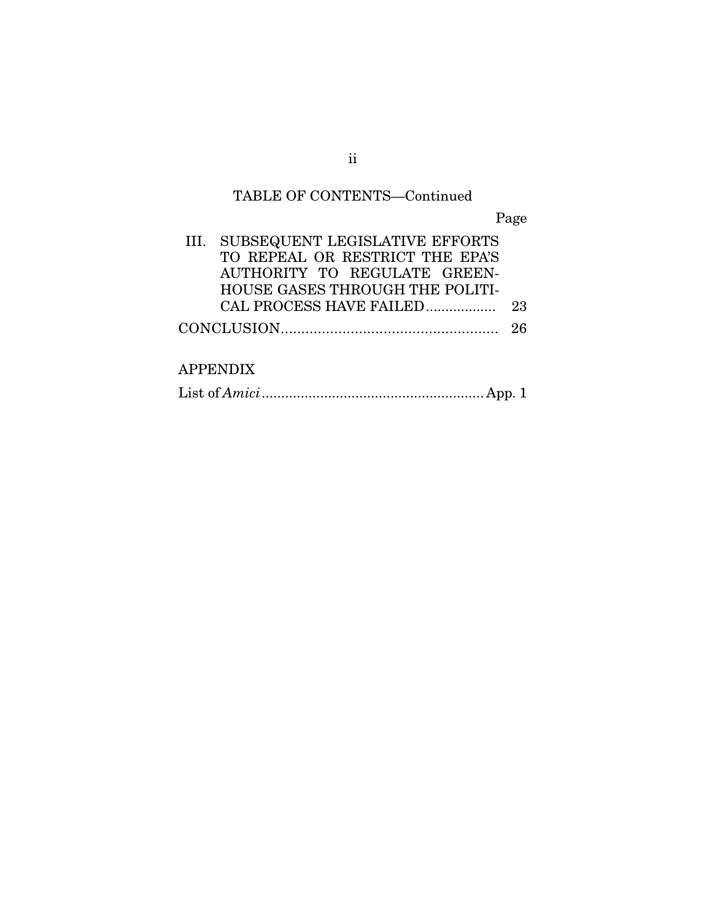TABLE OF CONTENTS—Continued

| | Page |
|---|---|
| III. SUBSEQUENT LEGISLATIVE EFFORTS TO REPEAL OR RESTRICT THE EPA'S AUTHORITY TO REGULATE GREENHOUSE GASES THROUGH THE POLITICAL PROCESS HAVE FAILED | 23 |
| CONCLUSION | 26 |

APPENDIX

| | |
|---|---|
| List of *Amici* | App. 1 |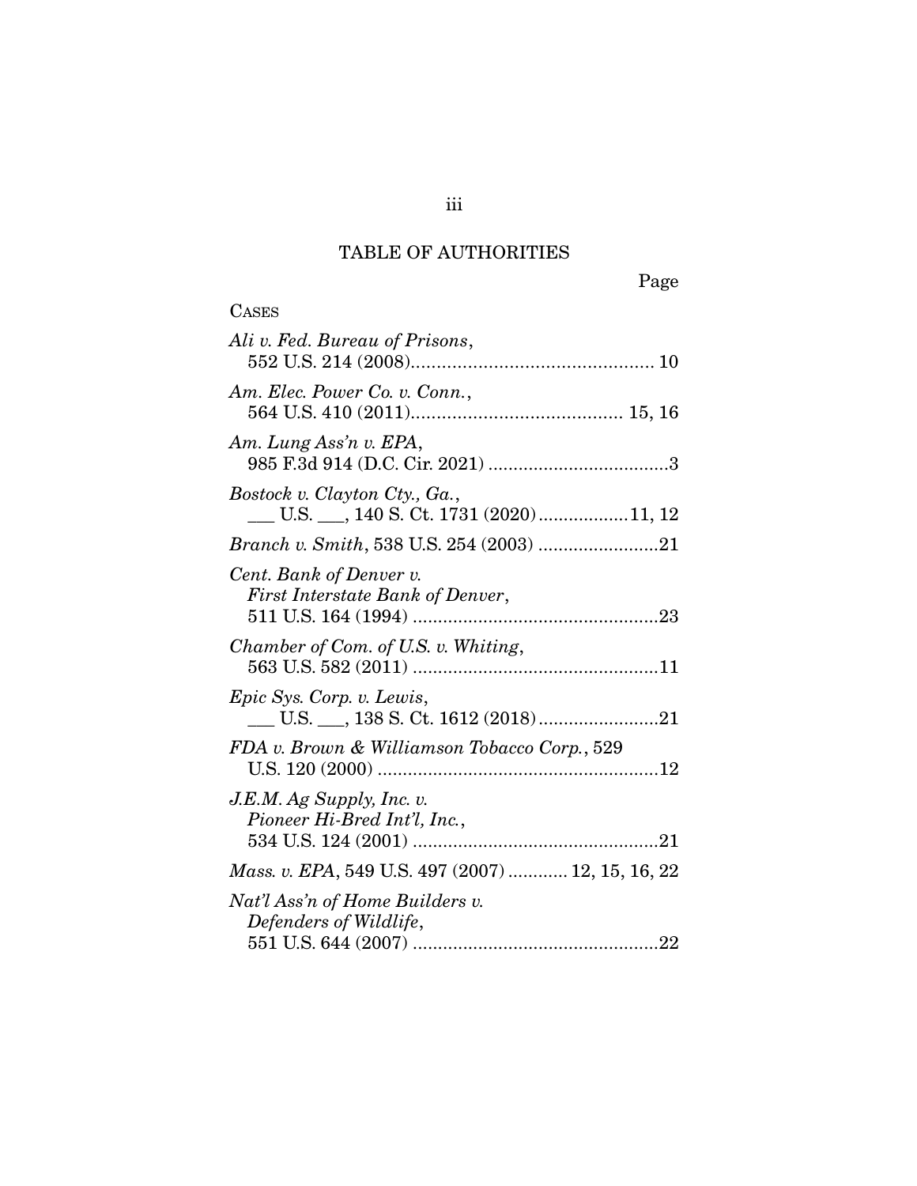# TABLE OF AUTHORITIES

Page

CASES

*Ali v. Fed. Bureau of Prisons*, 552 U.S. 214 (2008)............................................... 10

*Am. Elec. Power Co. v. Conn.*, 564 U.S. 410 (2011)......................................... 15, 16

*Am. Lung Ass'n v. EPA*, 985 F.3d 914 (D.C. Cir. 2021) ....................................3

*Bostock v. Clayton Cty., Ga.*, ___ U.S. ___, 140 S. Ct. 1731 (2020)..................11, 12

*Branch v. Smith*, 538 U.S. 254 (2003) ........................21

*Cent. Bank of Denver v. First Interstate Bank of Denver*, 511 U.S. 164 (1994) .................................................23

*Chamber of Com. of U.S. v. Whiting*, 563 U.S. 582 (2011) .................................................11

*Epic Sys. Corp. v. Lewis*, ___ U.S. ___, 138 S. Ct. 1612 (2018)........................21

*FDA v. Brown & Williamson Tobacco Corp.*, 529 U.S. 120 (2000) ........................................................12

*J.E.M. Ag Supply, Inc. v. Pioneer Hi-Bred Int'l, Inc.*, 534 U.S. 124 (2001) .................................................21

*Mass. v. EPA*, 549 U.S. 497 (2007) ............ 12, 15, 16, 22

*Nat'l Ass'n of Home Builders v. Defenders of Wildlife*, 551 U.S. 644 (2007) .................................................22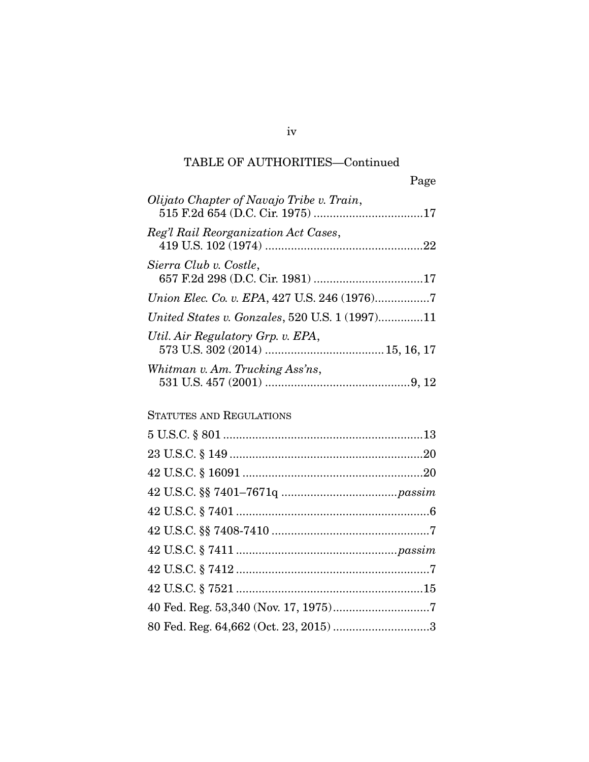TABLE OF AUTHORITIES—Continued

Page

*Olijato Chapter of Navajo Tribe v. Train*, 515 F.2d 654 (D.C. Cir. 1975) .................................17

*Reg'l Rail Reorganization Act Cases*, 419 U.S. 102 (1974) ................................................22

*Sierra Club v. Costle*, 657 F.2d 298 (D.C. Cir. 1981) ..................................17

*Union Elec. Co. v. EPA*, 427 U.S. 246 (1976).................7

*United States v. Gonzales*, 520 U.S. 1 (1997).............11

*Util. Air Regulatory Grp. v. EPA*, 573 U.S. 302 (2014) ..................................... 15, 16, 17

*Whitman v. Am. Trucking Ass'ns*, 531 U.S. 457 (2001) .............................................9, 12

STATUTES AND REGULATIONS

5 U.S.C. § 801 .............................................................13

23 U.S.C. § 149 ...........................................................20

42 U.S.C. § 16091 .......................................................20

42 U.S.C. §§ 7401–7671q ....................................*passim*

42 U.S.C. § 7401 ...........................................................6

42 U.S.C. §§ 7408-7410 .................................................7

42 U.S.C. § 7411 .................................................*passim*

42 U.S.C. § 7412 ...........................................................7

42 U.S.C. § 7521 .........................................................15

40 Fed. Reg. 53,340 (Nov. 17, 1975)..............................7

80 Fed. Reg. 64,662 (Oct. 23, 2015) ..............................3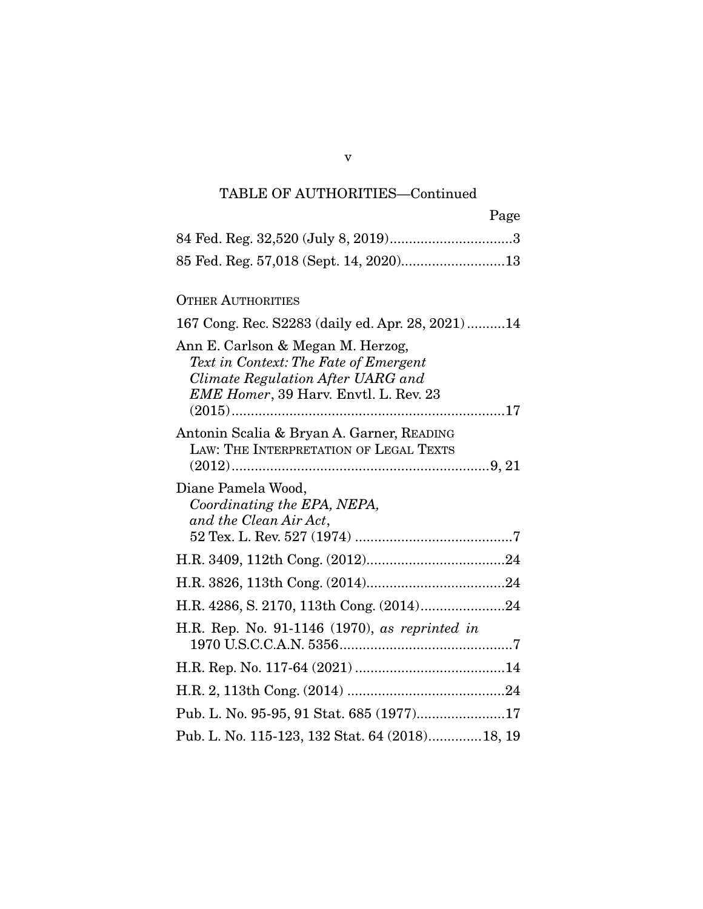## TABLE OF AUTHORITIES—Continued

| | Page |
|---|---|
| 84 Fed. Reg. 32,520 (July 8, 2019) | 3 |
| 85 Fed. Reg. 57,018 (Sept. 14, 2020) | 13 |

OTHER AUTHORITIES

| | |
|---|---|
| 167 Cong. Rec. S2283 (daily ed. Apr. 28, 2021) | 14 |
| Ann E. Carlson & Megan M. Herzog, *Text in Context: The Fate of Emergent Climate Regulation After UARG and EME Homer*, 39 Harv. Envtl. L. Rev. 23 (2015) | 17 |
| Antonin Scalia & Bryan A. Garner, READING LAW: THE INTERPRETATION OF LEGAL TEXTS (2012) | 9, 21 |
| Diane Pamela Wood, *Coordinating the EPA, NEPA, and the Clean Air Act*, 52 Tex. L. Rev. 527 (1974) | 7 |
| H.R. 3409, 112th Cong. (2012) | 24 |
| H.R. 3826, 113th Cong. (2014) | 24 |
| H.R. 4286, S. 2170, 113th Cong. (2014) | 24 |
| H.R. Rep. No. 91-1146 (1970), *as reprinted in* 1970 U.S.C.C.A.N. 5356 | 7 |
| H.R. Rep. No. 117-64 (2021) | 14 |
| H.R. 2, 113th Cong. (2014) | 24 |
| Pub. L. No. 95-95, 91 Stat. 685 (1977) | 17 |
| Pub. L. No. 115-123, 132 Stat. 64 (2018) | 18, 19 |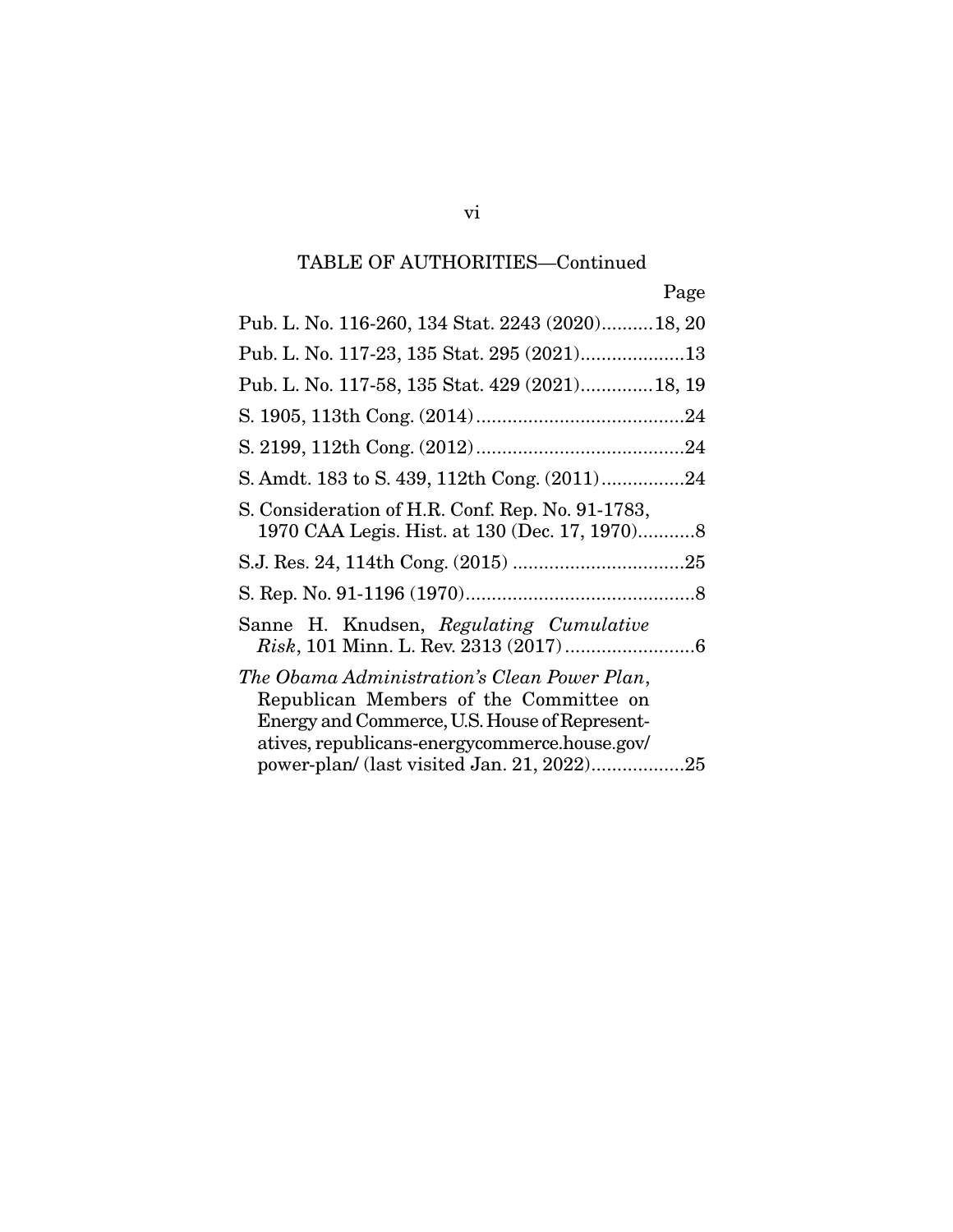TABLE OF AUTHORITIES—Continued

Page

Pub. L. No. 116-260, 134 Stat. 2243 (2020)..........18, 20

Pub. L. No. 117-23, 135 Stat. 295 (2021)....................13

Pub. L. No. 117-58, 135 Stat. 429 (2021).............18, 19

S. 1905, 113th Cong. (2014)........................................24

S. 2199, 112th Cong. (2012)........................................24

S. Amdt. 183 to S. 439, 112th Cong. (2011)................24

S. Consideration of H.R. Conf. Rep. No. 91-1783, 1970 CAA Legis. Hist. at 130 (Dec. 17, 1970)...........8

S.J. Res. 24, 114th Cong. (2015) .................................25

S. Rep. No. 91-1196 (1970)............................................8

Sanne H. Knudsen, *Regulating Cumulative Risk*, 101 Minn. L. Rev. 2313 (2017).........................6

*The Obama Administration's Clean Power Plan*, Republican Members of the Committee on Energy and Commerce, U.S. House of Representatives, republicans-energycommerce.house.gov/power-plan/ (last visited Jan. 21, 2022)..................25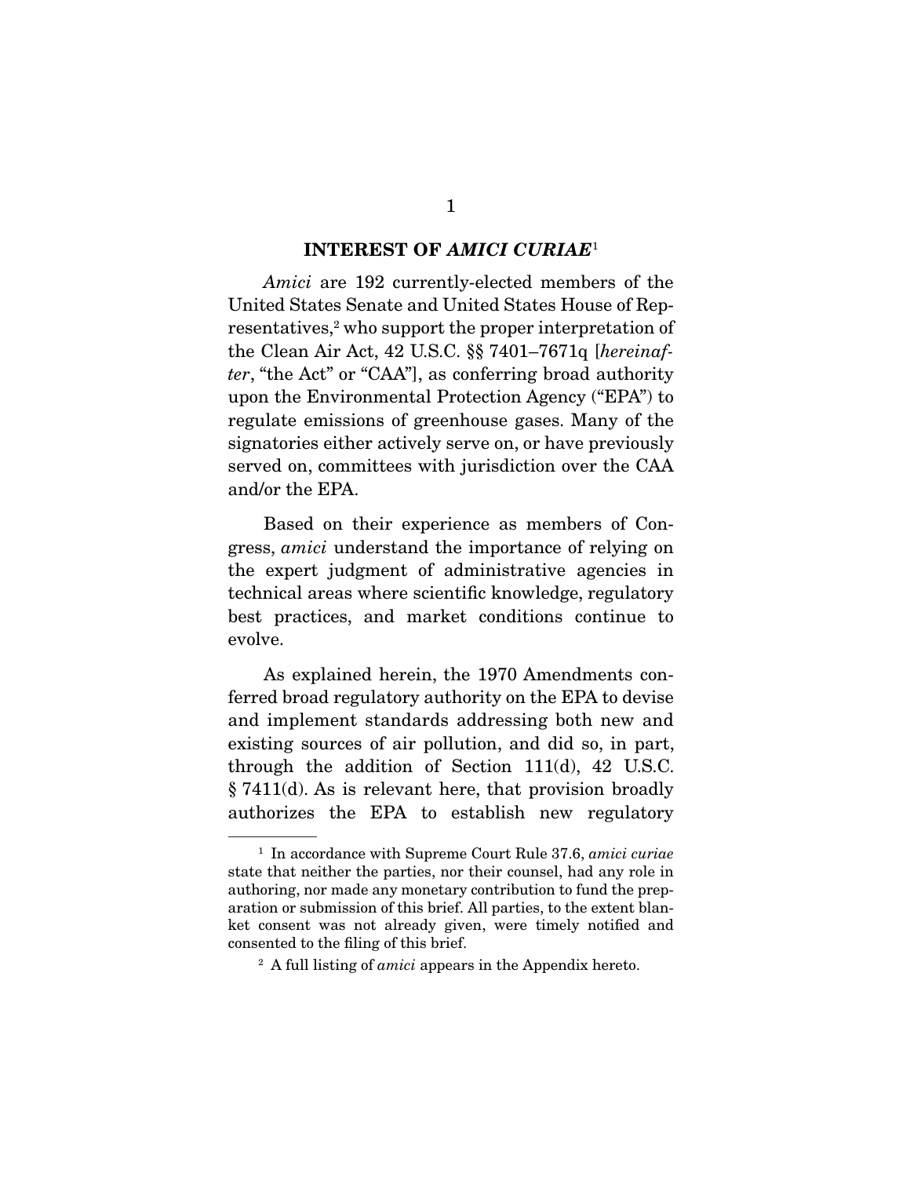## INTEREST OF *AMICI CURIAE*[1]

*Amici* are 192 currently-elected members of the United States Senate and United States House of Representatives,[2] who support the proper interpretation of the Clean Air Act, 42 U.S.C. §§ 7401–7671q [*hereinafter*, "the Act" or "CAA"], as conferring broad authority upon the Environmental Protection Agency ("EPA") to regulate emissions of greenhouse gases. Many of the signatories either actively serve on, or have previously served on, committees with jurisdiction over the CAA and/or the EPA.

Based on their experience as members of Congress, *amici* understand the importance of relying on the expert judgment of administrative agencies in technical areas where scientific knowledge, regulatory best practices, and market conditions continue to evolve.

As explained herein, the 1970 Amendments conferred broad regulatory authority on the EPA to devise and implement standards addressing both new and existing sources of air pollution, and did so, in part, through the addition of Section 111(d), 42 U.S.C. § 7411(d). As is relevant here, that provision broadly authorizes the EPA to establish new regulatory

---

[1] In accordance with Supreme Court Rule 37.6, *amici curiae* state that neither the parties, nor their counsel, had any role in authoring, nor made any monetary contribution to fund the preparation or submission of this brief. All parties, to the extent blanket consent was not already given, were timely notified and consented to the filing of this brief.

[2] A full listing of *amici* appears in the Appendix hereto.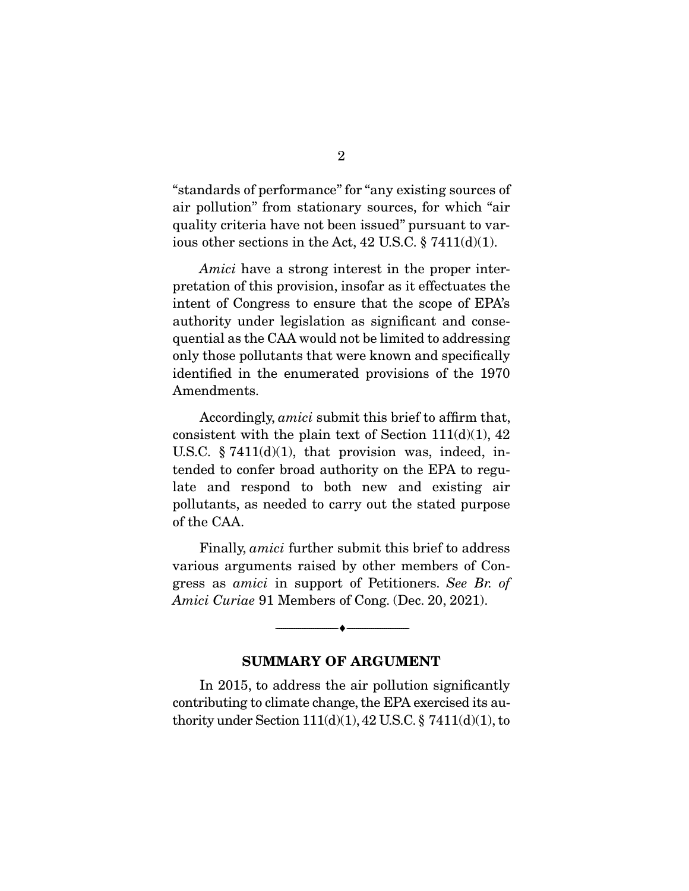"standards of performance" for "any existing sources of air pollution" from stationary sources, for which "air quality criteria have not been issued" pursuant to various other sections in the Act, 42 U.S.C. § 7411(d)(1).

*Amici* have a strong interest in the proper interpretation of this provision, insofar as it effectuates the intent of Congress to ensure that the scope of EPA's authority under legislation as significant and consequential as the CAA would not be limited to addressing only those pollutants that were known and specifically identified in the enumerated provisions of the 1970 Amendments.

Accordingly, *amici* submit this brief to affirm that, consistent with the plain text of Section 111(d)(1), 42 U.S.C. § 7411(d)(1), that provision was, indeed, intended to confer broad authority on the EPA to regulate and respond to both new and existing air pollutants, as needed to carry out the stated purpose of the CAA.

Finally, *amici* further submit this brief to address various arguments raised by other members of Congress as *amici* in support of Petitioners. *See Br. of Amici Curiae* 91 Members of Cong. (Dec. 20, 2021).

---

## SUMMARY OF ARGUMENT

In 2015, to address the air pollution significantly contributing to climate change, the EPA exercised its authority under Section 111(d)(1), 42 U.S.C. § 7411(d)(1), to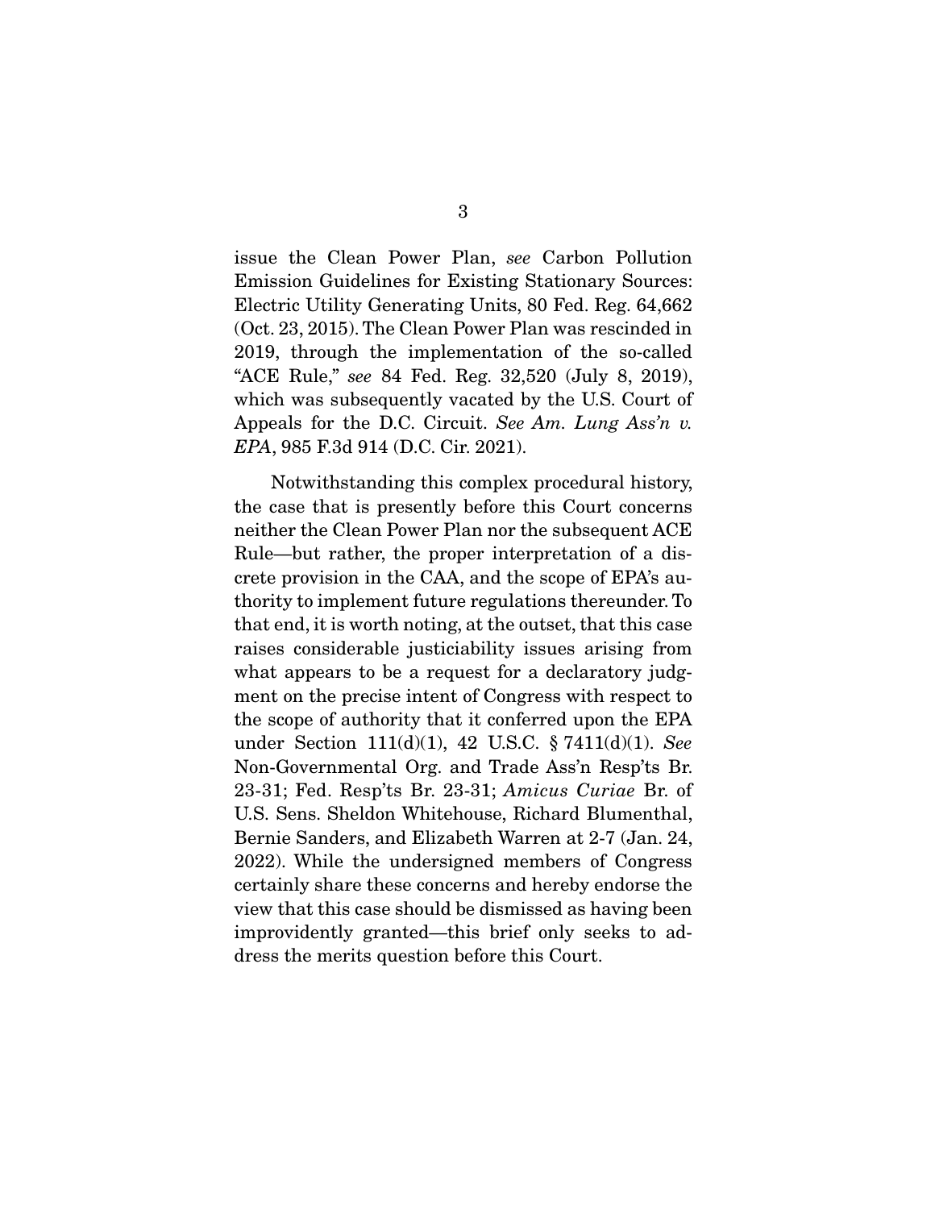issue the Clean Power Plan, *see* Carbon Pollution Emission Guidelines for Existing Stationary Sources: Electric Utility Generating Units, 80 Fed. Reg. 64,662 (Oct. 23, 2015). The Clean Power Plan was rescinded in 2019, through the implementation of the so-called "ACE Rule," *see* 84 Fed. Reg. 32,520 (July 8, 2019), which was subsequently vacated by the U.S. Court of Appeals for the D.C. Circuit. *See Am. Lung Ass'n v. EPA*, 985 F.3d 914 (D.C. Cir. 2021).

Notwithstanding this complex procedural history, the case that is presently before this Court concerns neither the Clean Power Plan nor the subsequent ACE Rule—but rather, the proper interpretation of a discrete provision in the CAA, and the scope of EPA's authority to implement future regulations thereunder. To that end, it is worth noting, at the outset, that this case raises considerable justiciability issues arising from what appears to be a request for a declaratory judgment on the precise intent of Congress with respect to the scope of authority that it conferred upon the EPA under Section 111(d)(1), 42 U.S.C. § 7411(d)(1). *See* Non-Governmental Org. and Trade Ass'n Resp'ts Br. 23-31; Fed. Resp'ts Br. 23-31; *Amicus Curiae* Br. of U.S. Sens. Sheldon Whitehouse, Richard Blumenthal, Bernie Sanders, and Elizabeth Warren at 2-7 (Jan. 24, 2022). While the undersigned members of Congress certainly share these concerns and hereby endorse the view that this case should be dismissed as having been improvidently granted—this brief only seeks to address the merits question before this Court.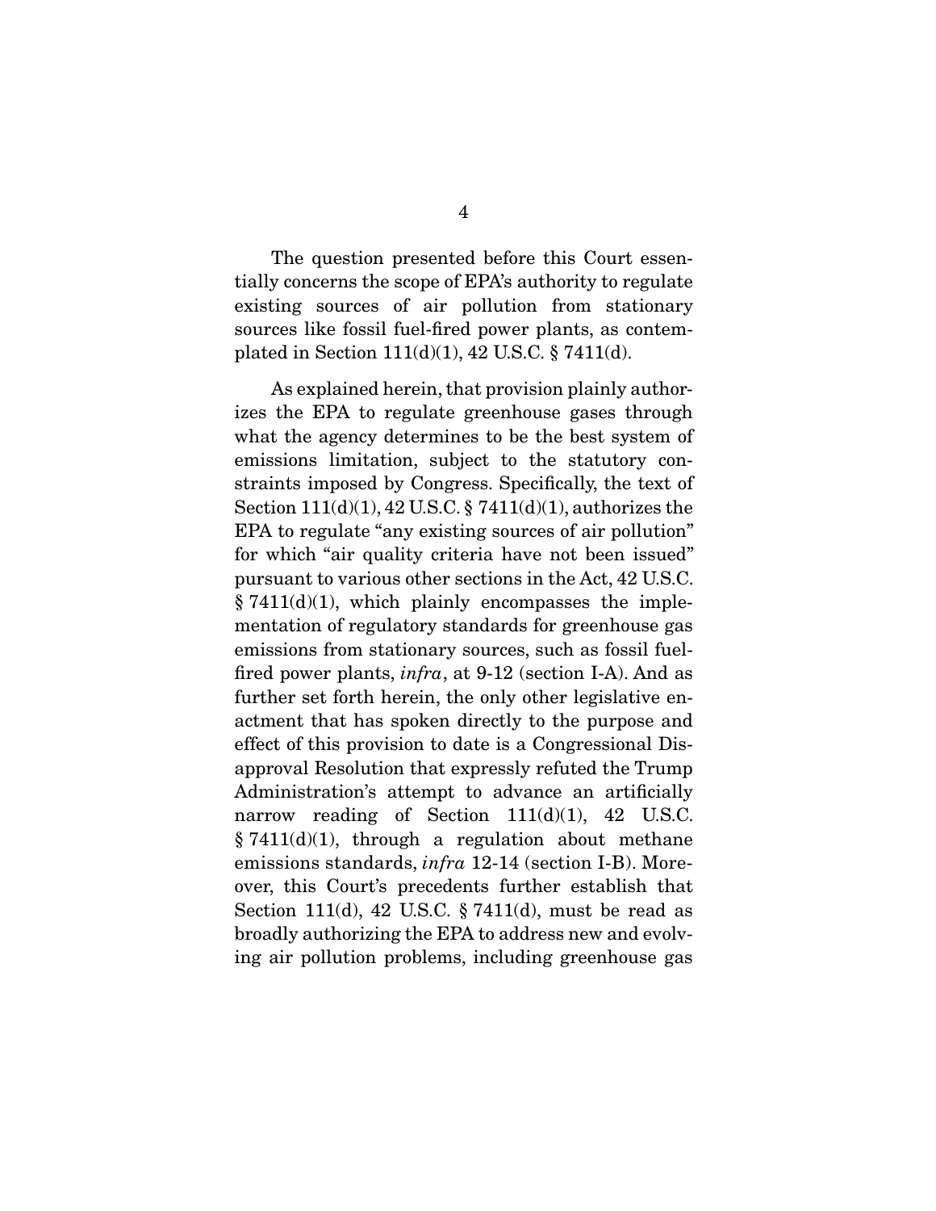The question presented before this Court essentially concerns the scope of EPA's authority to regulate existing sources of air pollution from stationary sources like fossil fuel-fired power plants, as contemplated in Section 111(d)(1), 42 U.S.C. § 7411(d).

As explained herein, that provision plainly authorizes the EPA to regulate greenhouse gases through what the agency determines to be the best system of emissions limitation, subject to the statutory constraints imposed by Congress. Specifically, the text of Section 111(d)(1), 42 U.S.C. § 7411(d)(1), authorizes the EPA to regulate "any existing sources of air pollution" for which "air quality criteria have not been issued" pursuant to various other sections in the Act, 42 U.S.C. § 7411(d)(1), which plainly encompasses the implementation of regulatory standards for greenhouse gas emissions from stationary sources, such as fossil fuel-fired power plants, *infra*, at 9-12 (section I-A). And as further set forth herein, the only other legislative enactment that has spoken directly to the purpose and effect of this provision to date is a Congressional Disapproval Resolution that expressly refuted the Trump Administration's attempt to advance an artificially narrow reading of Section 111(d)(1), 42 U.S.C. § 7411(d)(1), through a regulation about methane emissions standards, *infra* 12-14 (section I-B). Moreover, this Court's precedents further establish that Section 111(d), 42 U.S.C. § 7411(d), must be read as broadly authorizing the EPA to address new and evolving air pollution problems, including greenhouse gas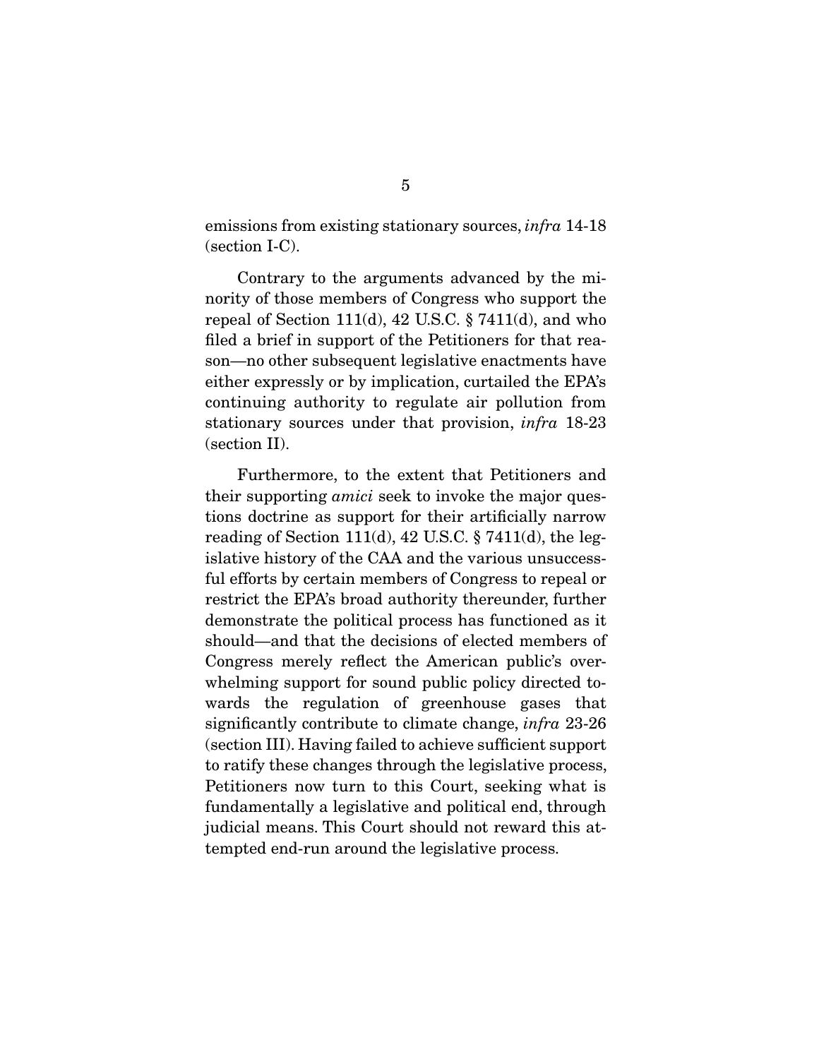emissions from existing stationary sources, *infra* 14-18 (section I-C).

Contrary to the arguments advanced by the minority of those members of Congress who support the repeal of Section 111(d), 42 U.S.C. § 7411(d), and who filed a brief in support of the Petitioners for that reason—no other subsequent legislative enactments have either expressly or by implication, curtailed the EPA's continuing authority to regulate air pollution from stationary sources under that provision, *infra* 18-23 (section II).

Furthermore, to the extent that Petitioners and their supporting *amici* seek to invoke the major questions doctrine as support for their artificially narrow reading of Section 111(d), 42 U.S.C. § 7411(d), the legislative history of the CAA and the various unsuccessful efforts by certain members of Congress to repeal or restrict the EPA's broad authority thereunder, further demonstrate the political process has functioned as it should—and that the decisions of elected members of Congress merely reflect the American public's overwhelming support for sound public policy directed towards the regulation of greenhouse gases that significantly contribute to climate change, *infra* 23-26 (section III). Having failed to achieve sufficient support to ratify these changes through the legislative process, Petitioners now turn to this Court, seeking what is fundamentally a legislative and political end, through judicial means. This Court should not reward this attempted end-run around the legislative process.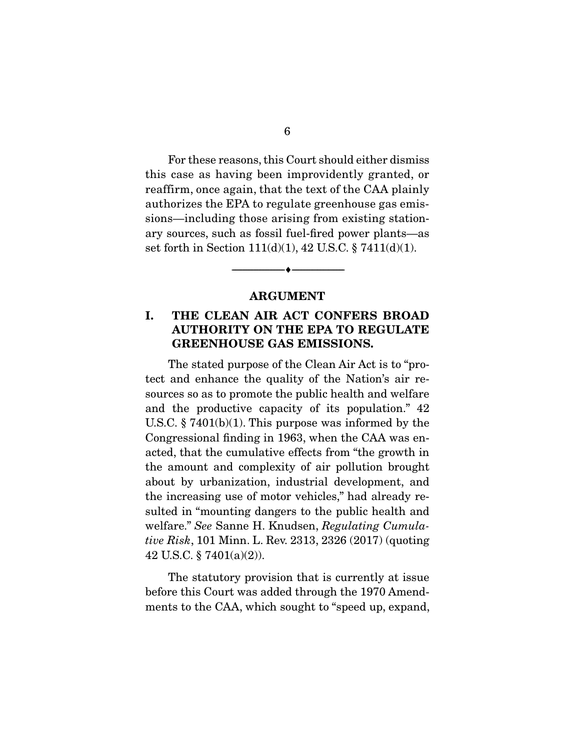For these reasons, this Court should either dismiss this case as having been improvidently granted, or reaffirm, once again, that the text of the CAA plainly authorizes the EPA to regulate greenhouse gas emissions—including those arising from existing stationary sources, such as fossil fuel-fired power plants—as set forth in Section 111(d)(1), 42 U.S.C. § 7411(d)(1).

---

## ARGUMENT

### I. THE CLEAN AIR ACT CONFERS BROAD AUTHORITY ON THE EPA TO REGULATE GREENHOUSE GAS EMISSIONS.

The stated purpose of the Clean Air Act is to "protect and enhance the quality of the Nation's air resources so as to promote the public health and welfare and the productive capacity of its population." 42 U.S.C. § 7401(b)(1). This purpose was informed by the Congressional finding in 1963, when the CAA was enacted, that the cumulative effects from "the growth in the amount and complexity of air pollution brought about by urbanization, industrial development, and the increasing use of motor vehicles," had already resulted in "mounting dangers to the public health and welfare." *See* Sanne H. Knudsen, *Regulating Cumulative Risk*, 101 Minn. L. Rev. 2313, 2326 (2017) (quoting 42 U.S.C. § 7401(a)(2)).

The statutory provision that is currently at issue before this Court was added through the 1970 Amendments to the CAA, which sought to "speed up, expand,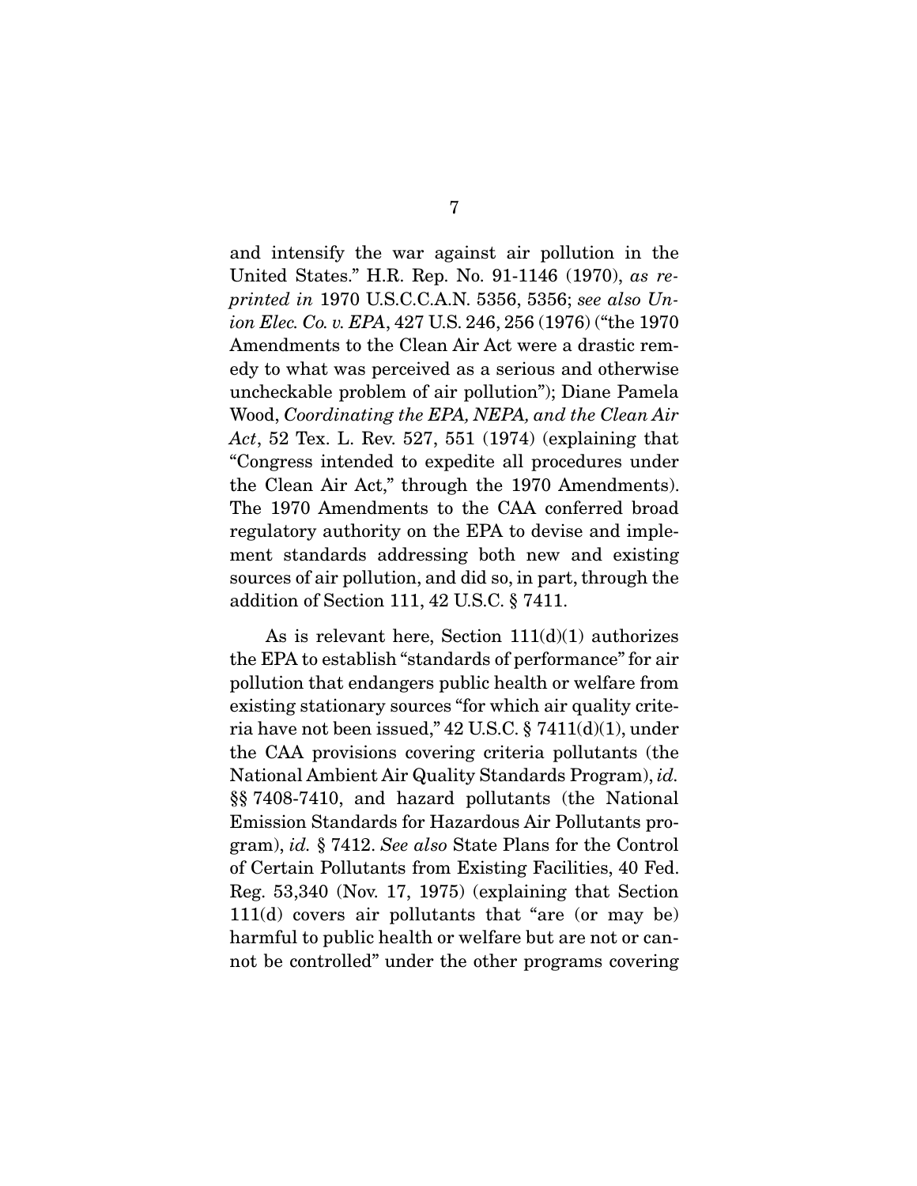and intensify the war against air pollution in the United States." H.R. Rep. No. 91-1146 (1970), *as reprinted in* 1970 U.S.C.C.A.N. 5356, 5356; *see also Union Elec. Co. v. EPA*, 427 U.S. 246, 256 (1976) ("the 1970 Amendments to the Clean Air Act were a drastic remedy to what was perceived as a serious and otherwise uncheckable problem of air pollution"); Diane Pamela Wood, *Coordinating the EPA, NEPA, and the Clean Air Act*, 52 Tex. L. Rev. 527, 551 (1974) (explaining that "Congress intended to expedite all procedures under the Clean Air Act," through the 1970 Amendments). The 1970 Amendments to the CAA conferred broad regulatory authority on the EPA to devise and implement standards addressing both new and existing sources of air pollution, and did so, in part, through the addition of Section 111, 42 U.S.C. § 7411.

As is relevant here, Section 111(d)(1) authorizes the EPA to establish "standards of performance" for air pollution that endangers public health or welfare from existing stationary sources "for which air quality criteria have not been issued," 42 U.S.C. § 7411(d)(1), under the CAA provisions covering criteria pollutants (the National Ambient Air Quality Standards Program), *id.* §§ 7408-7410, and hazard pollutants (the National Emission Standards for Hazardous Air Pollutants program), *id.* § 7412. *See also* State Plans for the Control of Certain Pollutants from Existing Facilities, 40 Fed. Reg. 53,340 (Nov. 17, 1975) (explaining that Section 111(d) covers air pollutants that "are (or may be) harmful to public health or welfare but are not or cannot be controlled" under the other programs covering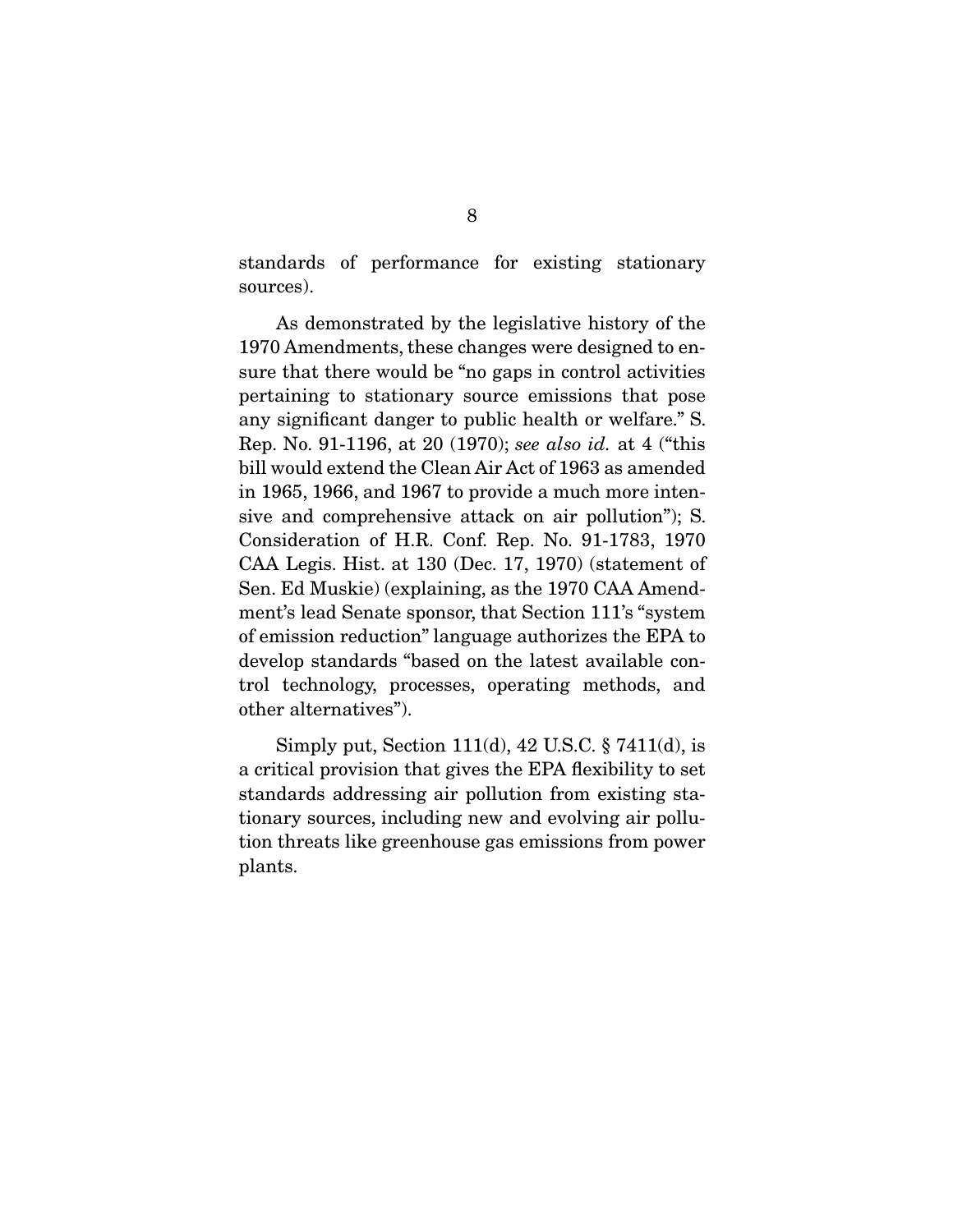standards of performance for existing stationary sources).

As demonstrated by the legislative history of the 1970 Amendments, these changes were designed to ensure that there would be "no gaps in control activities pertaining to stationary source emissions that pose any significant danger to public health or welfare." S. Rep. No. 91-1196, at 20 (1970); *see also id.* at 4 ("this bill would extend the Clean Air Act of 1963 as amended in 1965, 1966, and 1967 to provide a much more intensive and comprehensive attack on air pollution"); S. Consideration of H.R. Conf. Rep. No. 91-1783, 1970 CAA Legis. Hist. at 130 (Dec. 17, 1970) (statement of Sen. Ed Muskie) (explaining, as the 1970 CAA Amendment's lead Senate sponsor, that Section 111's "system of emission reduction" language authorizes the EPA to develop standards "based on the latest available control technology, processes, operating methods, and other alternatives").

Simply put, Section 111(d), 42 U.S.C. § 7411(d), is a critical provision that gives the EPA flexibility to set standards addressing air pollution from existing stationary sources, including new and evolving air pollution threats like greenhouse gas emissions from power plants.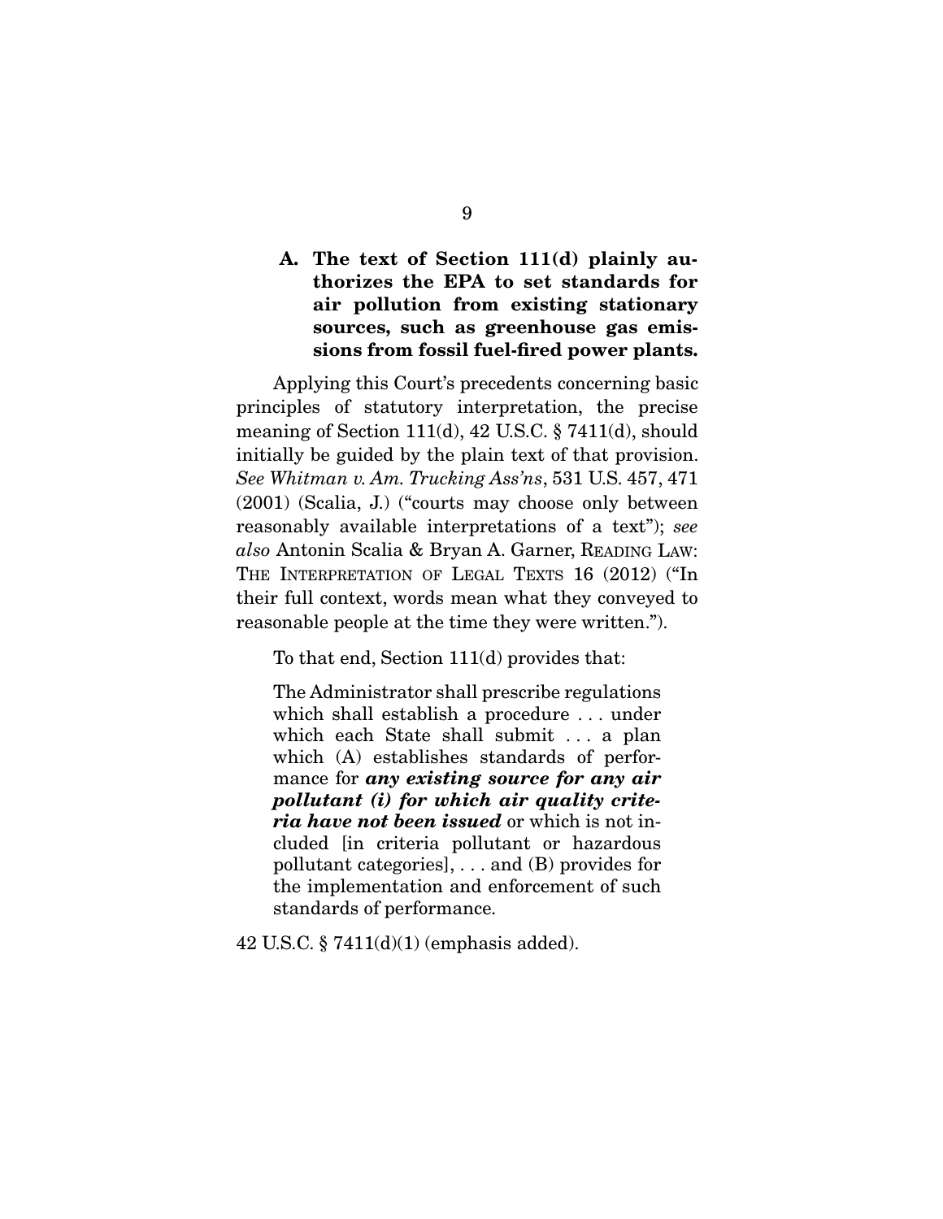### A. The text of Section 111(d) plainly authorizes the EPA to set standards for air pollution from existing stationary sources, such as greenhouse gas emissions from fossil fuel-fired power plants.

Applying this Court's precedents concerning basic principles of statutory interpretation, the precise meaning of Section 111(d), 42 U.S.C. § 7411(d), should initially be guided by the plain text of that provision. *See Whitman v. Am. Trucking Ass'ns*, 531 U.S. 457, 471 (2001) (Scalia, J.) ("courts may choose only between reasonably available interpretations of a text"); *see also* Antonin Scalia & Bryan A. Garner, READING LAW: THE INTERPRETATION OF LEGAL TEXTS 16 (2012) ("In their full context, words mean what they conveyed to reasonable people at the time they were written.").

To that end, Section 111(d) provides that:

> The Administrator shall prescribe regulations which shall establish a procedure . . . under which each State shall submit . . . a plan which (A) establishes standards of performance for ***any existing source for any air pollutant (i) for which air quality criteria have not been issued*** or which is not included [in criteria pollutant or hazardous pollutant categories], . . . and (B) provides for the implementation and enforcement of such standards of performance.

42 U.S.C. § 7411(d)(1) (emphasis added).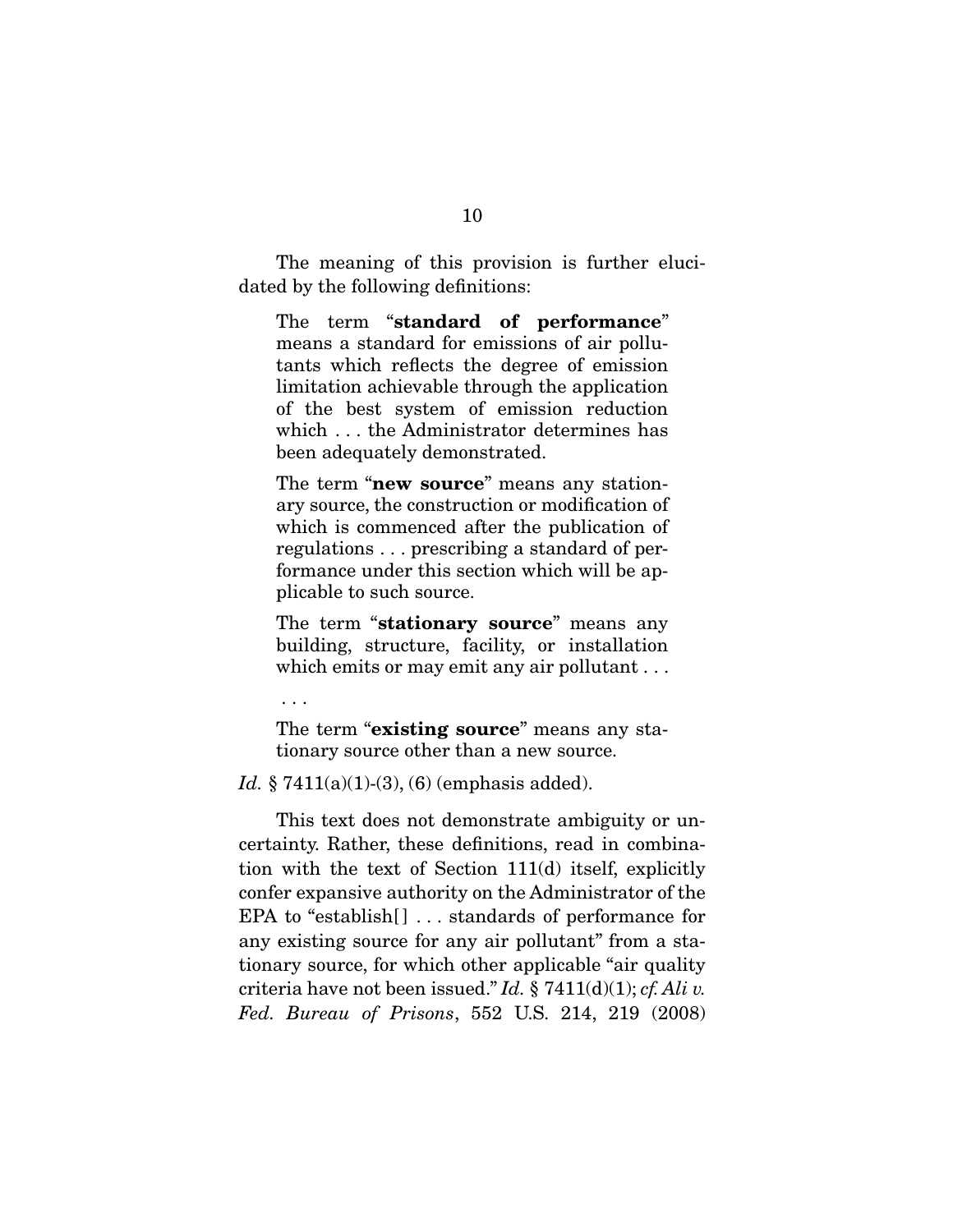The meaning of this provision is further elucidated by the following definitions:

> The term "**standard of performance**" means a standard for emissions of air pollutants which reflects the degree of emission limitation achievable through the application of the best system of emission reduction which . . . the Administrator determines has been adequately demonstrated.
>
> The term "**new source**" means any stationary source, the construction or modification of which is commenced after the publication of regulations . . . prescribing a standard of performance under this section which will be applicable to such source.
>
> The term "**stationary source**" means any building, structure, facility, or installation which emits or may emit any air pollutant . . .
>
> . . .
>
> The term "**existing source**" means any stationary source other than a new source.

*Id.* § 7411(a)(1)-(3), (6) (emphasis added).

This text does not demonstrate ambiguity or uncertainty. Rather, these definitions, read in combination with the text of Section 111(d) itself, explicitly confer expansive authority on the Administrator of the EPA to "establish[] . . . standards of performance for any existing source for any air pollutant" from a stationary source, for which other applicable "air quality criteria have not been issued." *Id.* § 7411(d)(1); *cf. Ali v. Fed. Bureau of Prisons*, 552 U.S. 214, 219 (2008)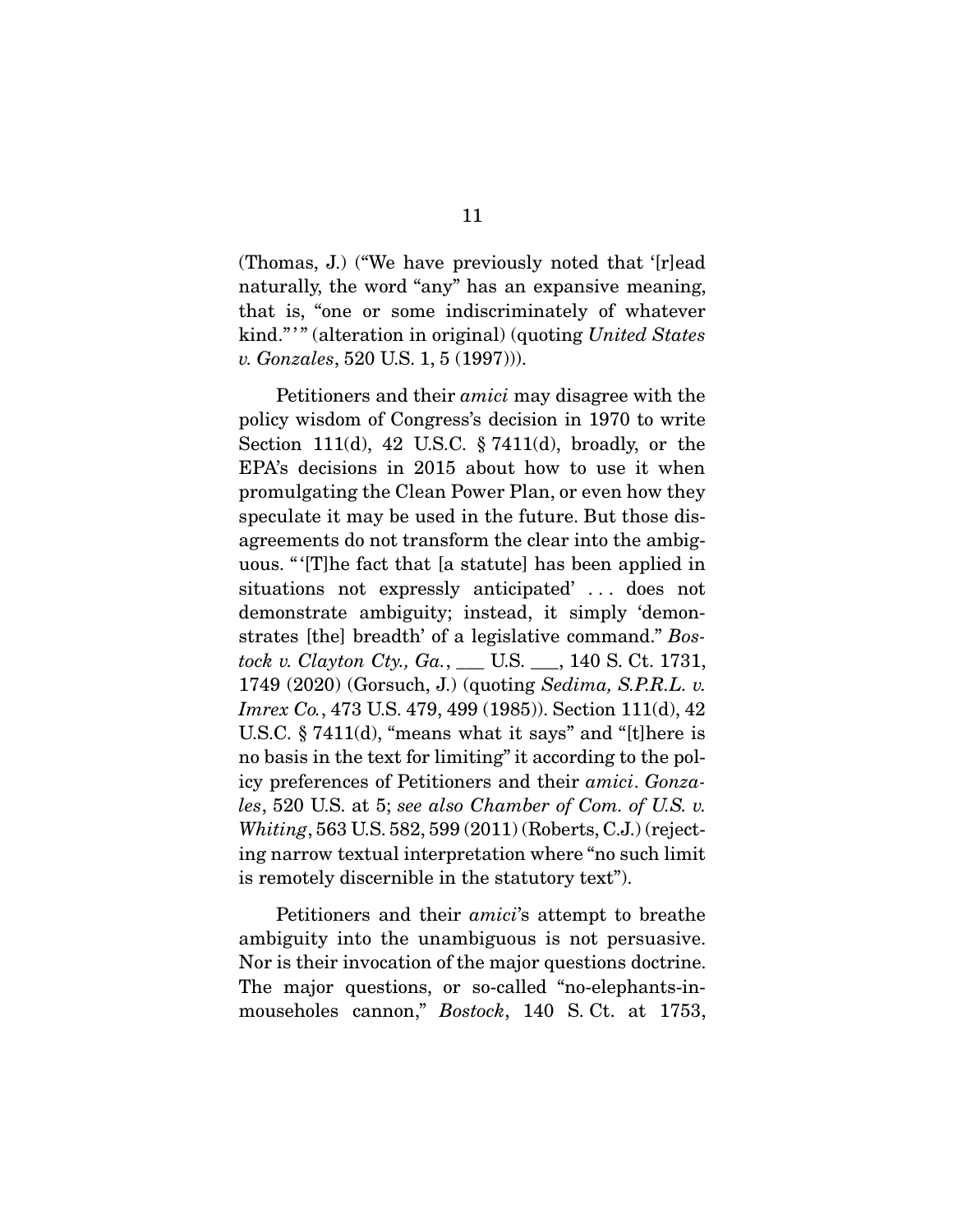(Thomas, J.) ("We have previously noted that '[r]ead naturally, the word "any" has an expansive meaning, that is, "one or some indiscriminately of whatever kind."'" (alteration in original) (quoting *United States v. Gonzales*, 520 U.S. 1, 5 (1997))).

Petitioners and their *amici* may disagree with the policy wisdom of Congress's decision in 1970 to write Section 111(d), 42 U.S.C. § 7411(d), broadly, or the EPA's decisions in 2015 about how to use it when promulgating the Clean Power Plan, or even how they speculate it may be used in the future. But those disagreements do not transform the clear into the ambiguous. "'[T]he fact that [a statute] has been applied in situations not expressly anticipated' . . . does not demonstrate ambiguity; instead, it simply 'demonstrates [the] breadth' of a legislative command." *Bostock v. Clayton Cty., Ga.*, ___ U.S. ___, 140 S. Ct. 1731, 1749 (2020) (Gorsuch, J.) (quoting *Sedima, S.P.R.L. v. Imrex Co.*, 473 U.S. 479, 499 (1985)). Section 111(d), 42 U.S.C. § 7411(d), "means what it says" and "[t]here is no basis in the text for limiting" it according to the policy preferences of Petitioners and their *amici*. *Gonzales*, 520 U.S. at 5; *see also Chamber of Com. of U.S. v. Whiting*, 563 U.S. 582, 599 (2011) (Roberts, C.J.) (rejecting narrow textual interpretation where "no such limit is remotely discernible in the statutory text").

Petitioners and their *amici*'s attempt to breathe ambiguity into the unambiguous is not persuasive. Nor is their invocation of the major questions doctrine. The major questions, or so-called "no-elephants-in-mouseholes cannon," *Bostock*, 140 S. Ct. at 1753,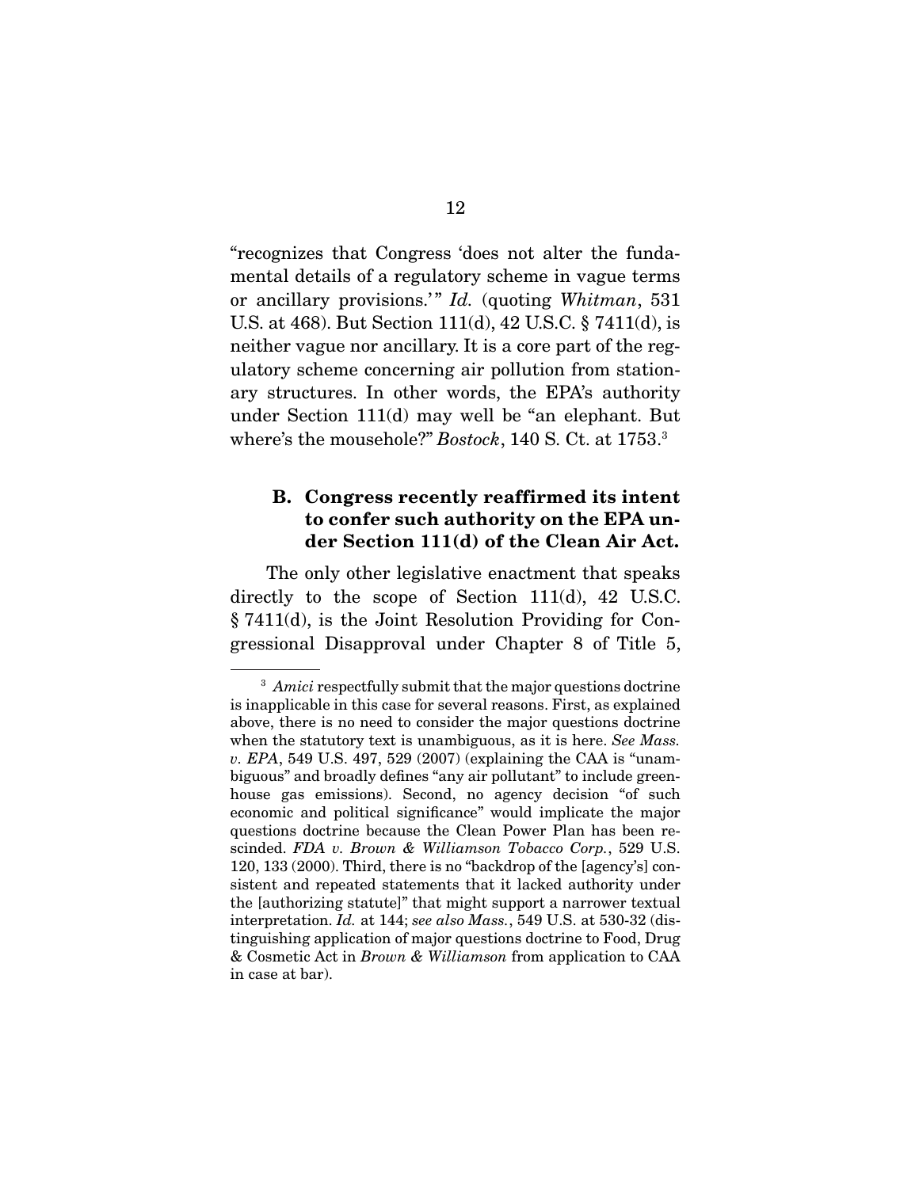"recognizes that Congress 'does not alter the fundamental details of a regulatory scheme in vague terms or ancillary provisions.'" *Id.* (quoting *Whitman*, 531 U.S. at 468). But Section 111(d), 42 U.S.C. § 7411(d), is neither vague nor ancillary. It is a core part of the regulatory scheme concerning air pollution from stationary structures. In other words, the EPA's authority under Section 111(d) may well be "an elephant. But where's the mousehole?" *Bostock*, 140 S. Ct. at 1753.[3]

### B. Congress recently reaffirmed its intent to confer such authority on the EPA under Section 111(d) of the Clean Air Act.

The only other legislative enactment that speaks directly to the scope of Section 111(d), 42 U.S.C. § 7411(d), is the Joint Resolution Providing for Congressional Disapproval under Chapter 8 of Title 5,

---

[3] *Amici* respectfully submit that the major questions doctrine is inapplicable in this case for several reasons. First, as explained above, there is no need to consider the major questions doctrine when the statutory text is unambiguous, as it is here. *See Mass. v. EPA*, 549 U.S. 497, 529 (2007) (explaining the CAA is "unambiguous" and broadly defines "any air pollutant" to include greenhouse gas emissions). Second, no agency decision "of such economic and political significance" would implicate the major questions doctrine because the Clean Power Plan has been rescinded. *FDA v. Brown & Williamson Tobacco Corp.*, 529 U.S. 120, 133 (2000). Third, there is no "backdrop of the [agency's] consistent and repeated statements that it lacked authority under the [authorizing statute]" that might support a narrower textual interpretation. *Id.* at 144; *see also Mass.*, 549 U.S. at 530-32 (distinguishing application of major questions doctrine to Food, Drug & Cosmetic Act in *Brown & Williamson* from application to CAA in case at bar).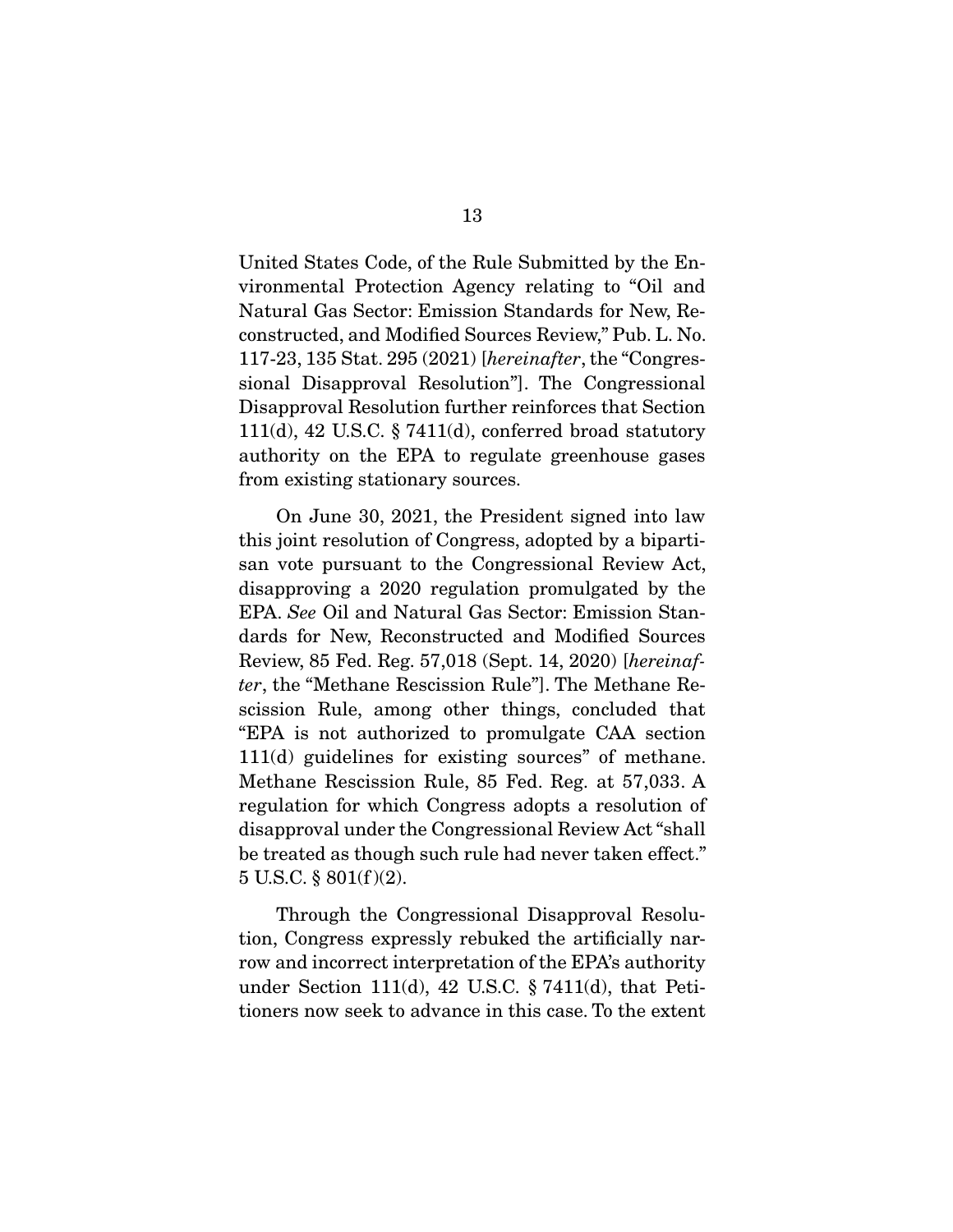United States Code, of the Rule Submitted by the Environmental Protection Agency relating to "Oil and Natural Gas Sector: Emission Standards for New, Reconstructed, and Modified Sources Review," Pub. L. No. 117-23, 135 Stat. 295 (2021) [*hereinafter*, the "Congressional Disapproval Resolution"]. The Congressional Disapproval Resolution further reinforces that Section 111(d), 42 U.S.C. § 7411(d), conferred broad statutory authority on the EPA to regulate greenhouse gases from existing stationary sources.

On June 30, 2021, the President signed into law this joint resolution of Congress, adopted by a bipartisan vote pursuant to the Congressional Review Act, disapproving a 2020 regulation promulgated by the EPA. *See* Oil and Natural Gas Sector: Emission Standards for New, Reconstructed and Modified Sources Review, 85 Fed. Reg. 57,018 (Sept. 14, 2020) [*hereinafter*, the "Methane Rescission Rule"]. The Methane Rescission Rule, among other things, concluded that "EPA is not authorized to promulgate CAA section 111(d) guidelines for existing sources" of methane. Methane Rescission Rule, 85 Fed. Reg. at 57,033. A regulation for which Congress adopts a resolution of disapproval under the Congressional Review Act "shall be treated as though such rule had never taken effect." 5 U.S.C. § 801(f)(2).

Through the Congressional Disapproval Resolution, Congress expressly rebuked the artificially narrow and incorrect interpretation of the EPA's authority under Section 111(d), 42 U.S.C. § 7411(d), that Petitioners now seek to advance in this case. To the extent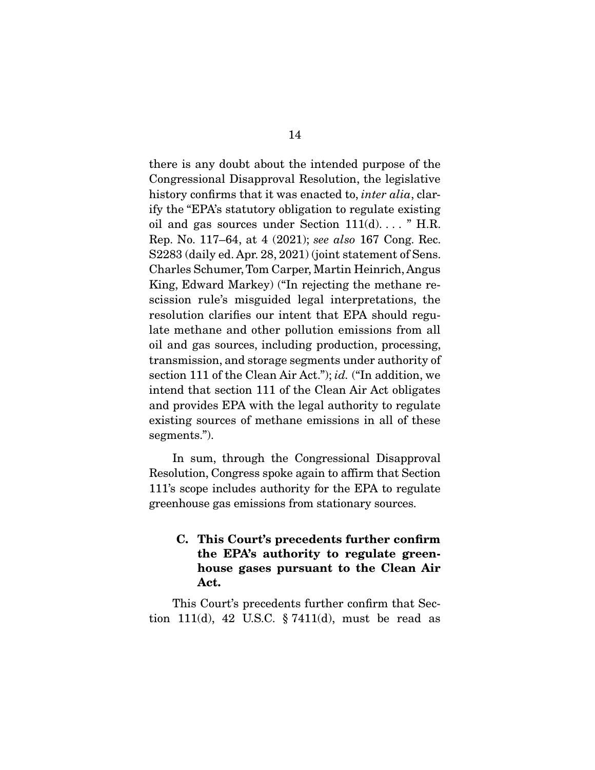there is any doubt about the intended purpose of the Congressional Disapproval Resolution, the legislative history confirms that it was enacted to, *inter alia*, clarify the "EPA's statutory obligation to regulate existing oil and gas sources under Section 111(d). . . . " H.R. Rep. No. 117–64, at 4 (2021); *see also* 167 Cong. Rec. S2283 (daily ed. Apr. 28, 2021) (joint statement of Sens. Charles Schumer, Tom Carper, Martin Heinrich, Angus King, Edward Markey) ("In rejecting the methane rescission rule's misguided legal interpretations, the resolution clarifies our intent that EPA should regulate methane and other pollution emissions from all oil and gas sources, including production, processing, transmission, and storage segments under authority of section 111 of the Clean Air Act."); *id.* ("In addition, we intend that section 111 of the Clean Air Act obligates and provides EPA with the legal authority to regulate existing sources of methane emissions in all of these segments.").

In sum, through the Congressional Disapproval Resolution, Congress spoke again to affirm that Section 111's scope includes authority for the EPA to regulate greenhouse gas emissions from stationary sources.

### C. This Court's precedents further confirm the EPA's authority to regulate greenhouse gases pursuant to the Clean Air Act.

This Court's precedents further confirm that Section 111(d), 42 U.S.C. § 7411(d), must be read as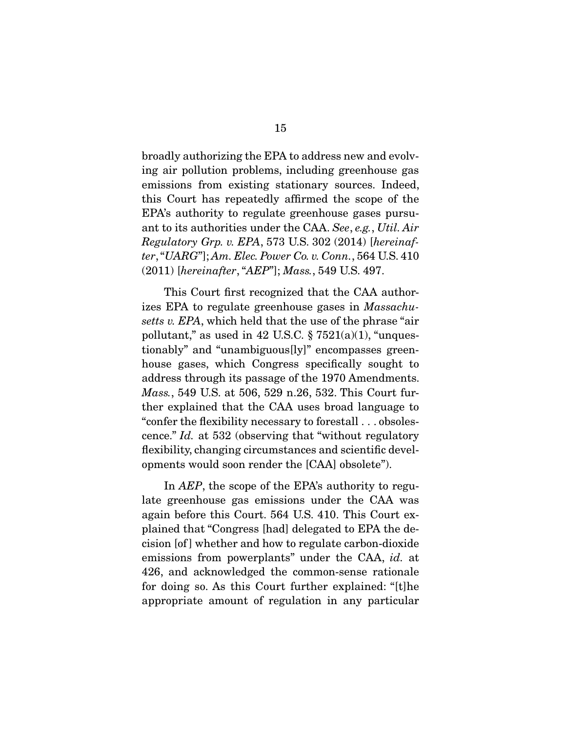broadly authorizing the EPA to address new and evolving air pollution problems, including greenhouse gas emissions from existing stationary sources. Indeed, this Court has repeatedly affirmed the scope of the EPA's authority to regulate greenhouse gases pursuant to its authorities under the CAA. *See*, *e.g.*, *Util. Air Regulatory Grp. v. EPA*, 573 U.S. 302 (2014) [*hereinafter*, "*UARG*"]; *Am. Elec. Power Co. v. Conn.*, 564 U.S. 410 (2011) [*hereinafter*, "*AEP*"]; *Mass.*, 549 U.S. 497.

This Court first recognized that the CAA authorizes EPA to regulate greenhouse gases in *Massachusetts v. EPA*, which held that the use of the phrase "air pollutant," as used in 42 U.S.C. § 7521(a)(1), "unquestionably" and "unambiguous[ly]" encompasses greenhouse gases, which Congress specifically sought to address through its passage of the 1970 Amendments. *Mass.*, 549 U.S. at 506, 529 n.26, 532. This Court further explained that the CAA uses broad language to "confer the flexibility necessary to forestall . . . obsolescence." *Id.* at 532 (observing that "without regulatory flexibility, changing circumstances and scientific developments would soon render the [CAA] obsolete").

In *AEP*, the scope of the EPA's authority to regulate greenhouse gas emissions under the CAA was again before this Court. 564 U.S. 410. This Court explained that "Congress [had] delegated to EPA the decision [of] whether and how to regulate carbon-dioxide emissions from powerplants" under the CAA, *id.* at 426, and acknowledged the common-sense rationale for doing so. As this Court further explained: "[t]he appropriate amount of regulation in any particular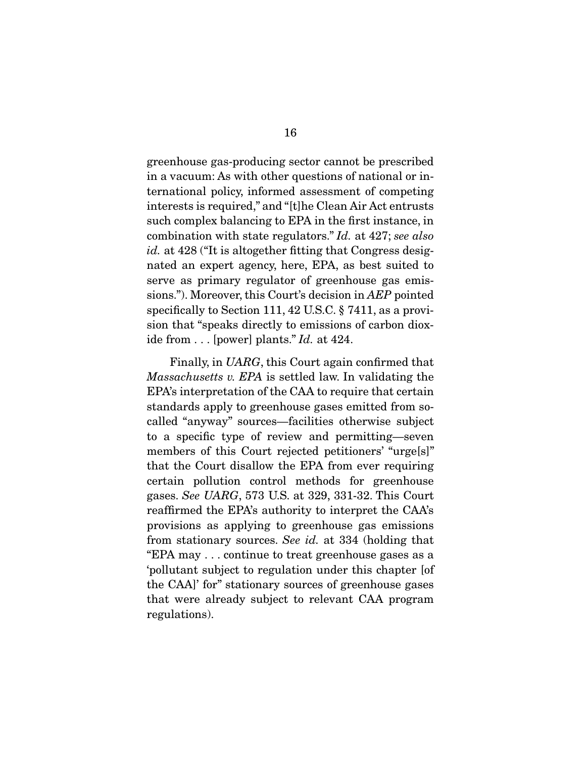greenhouse gas-producing sector cannot be prescribed in a vacuum: As with other questions of national or international policy, informed assessment of competing interests is required," and "[t]he Clean Air Act entrusts such complex balancing to EPA in the first instance, in combination with state regulators." *Id.* at 427; *see also id.* at 428 ("It is altogether fitting that Congress designated an expert agency, here, EPA, as best suited to serve as primary regulator of greenhouse gas emissions."). Moreover, this Court's decision in *AEP* pointed specifically to Section 111, 42 U.S.C. § 7411, as a provision that "speaks directly to emissions of carbon dioxide from . . . [power] plants." *Id.* at 424.

Finally, in *UARG*, this Court again confirmed that *Massachusetts v. EPA* is settled law. In validating the EPA's interpretation of the CAA to require that certain standards apply to greenhouse gases emitted from so-called "anyway" sources—facilities otherwise subject to a specific type of review and permitting—seven members of this Court rejected petitioners' "urge[s]" that the Court disallow the EPA from ever requiring certain pollution control methods for greenhouse gases. *See UARG*, 573 U.S. at 329, 331-32. This Court reaffirmed the EPA's authority to interpret the CAA's provisions as applying to greenhouse gas emissions from stationary sources. *See id.* at 334 (holding that "EPA may . . . continue to treat greenhouse gases as a 'pollutant subject to regulation under this chapter [of the CAA]' for" stationary sources of greenhouse gases that were already subject to relevant CAA program regulations).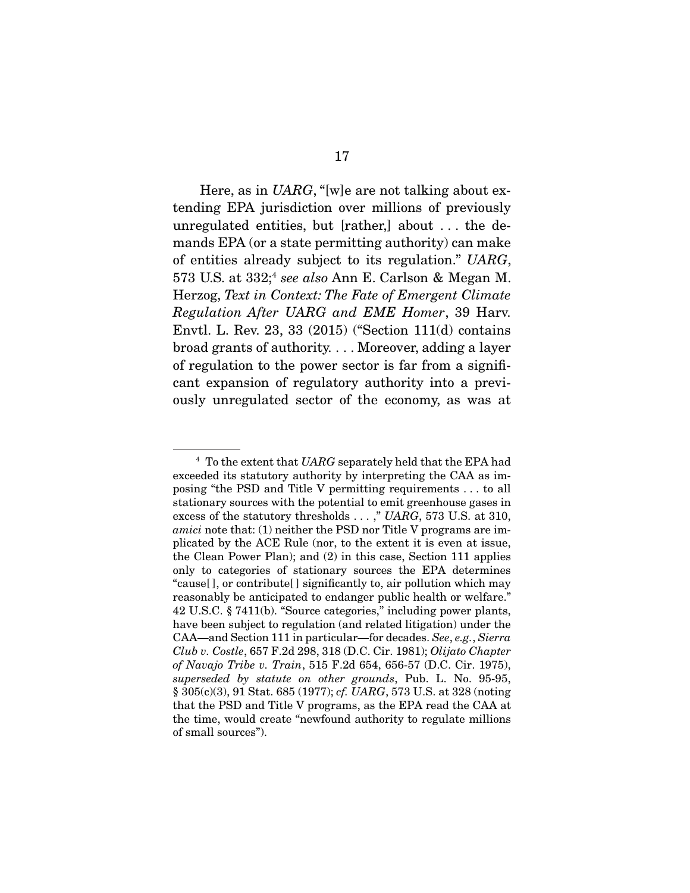Here, as in *UARG*, "[w]e are not talking about extending EPA jurisdiction over millions of previously unregulated entities, but [rather,] about . . . the demands EPA (or a state permitting authority) can make of entities already subject to its regulation." *UARG*, 573 U.S. at 332;[4] *see also* Ann E. Carlson & Megan M. Herzog, *Text in Context: The Fate of Emergent Climate Regulation After UARG and EME Homer*, 39 Harv. Envtl. L. Rev. 23, 33 (2015) ("Section 111(d) contains broad grants of authority. . . . Moreover, adding a layer of regulation to the power sector is far from a significant expansion of regulatory authority into a previously unregulated sector of the economy, as was at

---

[4] To the extent that *UARG* separately held that the EPA had exceeded its statutory authority by interpreting the CAA as imposing "the PSD and Title V permitting requirements . . . to all stationary sources with the potential to emit greenhouse gases in excess of the statutory thresholds . . . ," *UARG*, 573 U.S. at 310, *amici* note that: (1) neither the PSD nor Title V programs are implicated by the ACE Rule (nor, to the extent it is even at issue, the Clean Power Plan); and (2) in this case, Section 111 applies only to categories of stationary sources the EPA determines "cause[ ], or contribute[ ] significantly to, air pollution which may reasonably be anticipated to endanger public health or welfare." 42 U.S.C. § 7411(b). "Source categories," including power plants, have been subject to regulation (and related litigation) under the CAA—and Section 111 in particular—for decades. *See, e.g.*, *Sierra Club v. Costle*, 657 F.2d 298, 318 (D.C. Cir. 1981); *Olijato Chapter of Navajo Tribe v. Train*, 515 F.2d 654, 656-57 (D.C. Cir. 1975), *superseded by statute on other grounds*, Pub. L. No. 95-95, § 305(c)(3), 91 Stat. 685 (1977); *cf. UARG*, 573 U.S. at 328 (noting that the PSD and Title V programs, as the EPA read the CAA at the time, would create "newfound authority to regulate millions of small sources").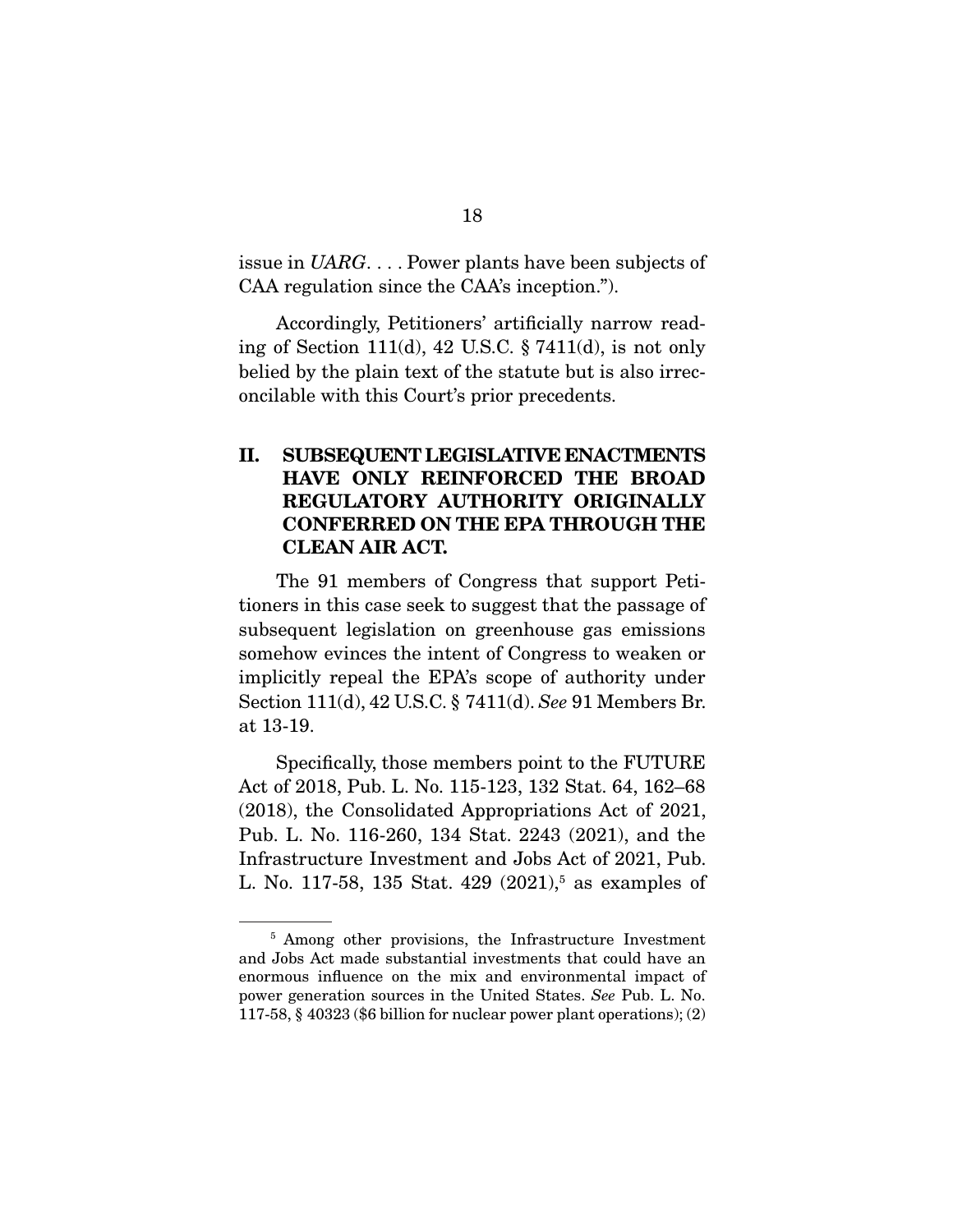issue in *UARG*. . . . Power plants have been subjects of CAA regulation since the CAA's inception.").

Accordingly, Petitioners' artificially narrow reading of Section 111(d), 42 U.S.C. § 7411(d), is not only belied by the plain text of the statute but is also irreconcilable with this Court's prior precedents.

## II. SUBSEQUENT LEGISLATIVE ENACTMENTS HAVE ONLY REINFORCED THE BROAD REGULATORY AUTHORITY ORIGINALLY CONFERRED ON THE EPA THROUGH THE CLEAN AIR ACT.

The 91 members of Congress that support Petitioners in this case seek to suggest that the passage of subsequent legislation on greenhouse gas emissions somehow evinces the intent of Congress to weaken or implicitly repeal the EPA's scope of authority under Section 111(d), 42 U.S.C. § 7411(d). *See* 91 Members Br. at 13-19.

Specifically, those members point to the FUTURE Act of 2018, Pub. L. No. 115-123, 132 Stat. 64, 162–68 (2018), the Consolidated Appropriations Act of 2021, Pub. L. No. 116-260, 134 Stat. 2243 (2021), and the Infrastructure Investment and Jobs Act of 2021, Pub. L. No. 117-58, 135 Stat. 429 (2021),[5] as examples of

[5] Among other provisions, the Infrastructure Investment and Jobs Act made substantial investments that could have an enormous influence on the mix and environmental impact of power generation sources in the United States. *See* Pub. L. No. 117-58, § 40323 ($6 billion for nuclear power plant operations); (2)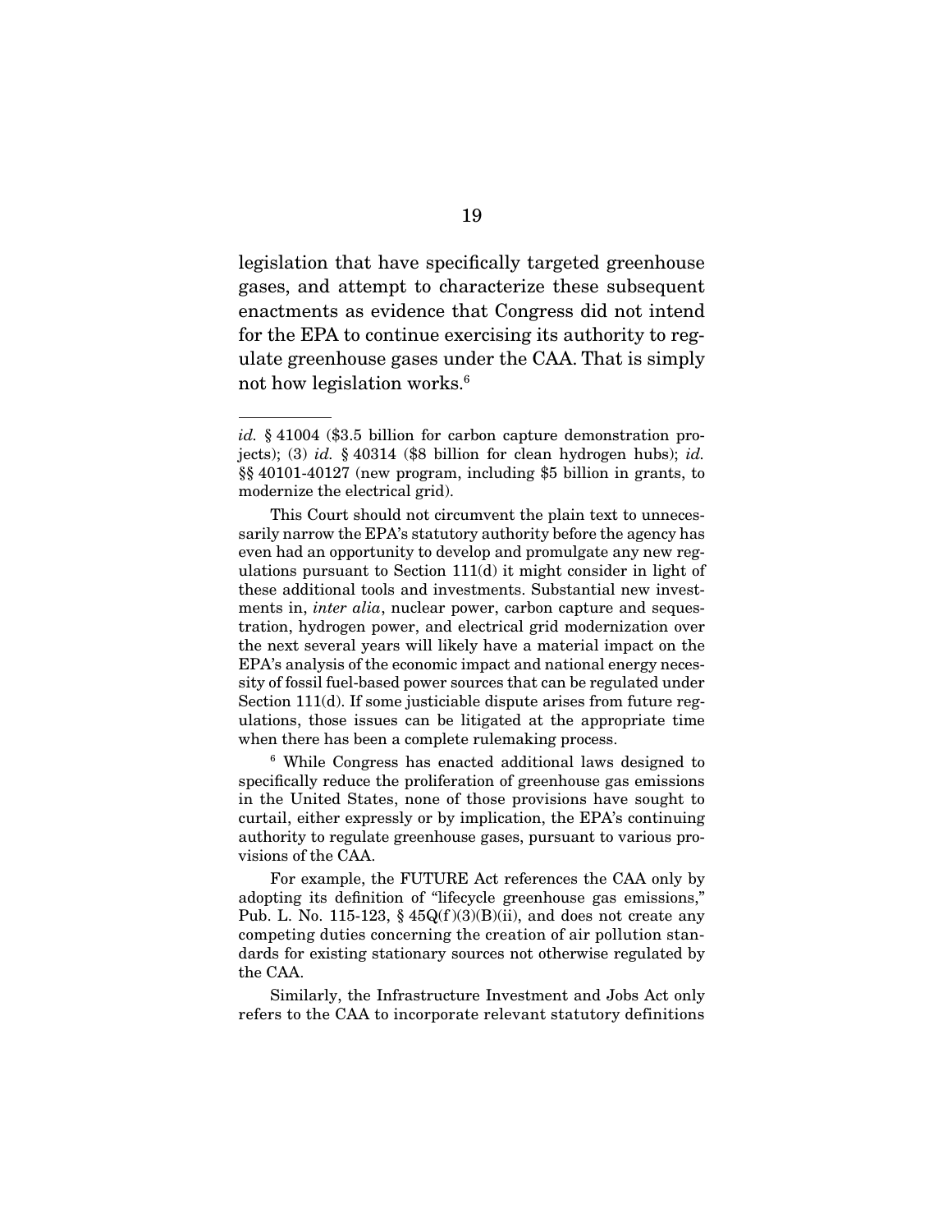legislation that have specifically targeted greenhouse gases, and attempt to characterize these subsequent enactments as evidence that Congress did not intend for the EPA to continue exercising its authority to regulate greenhouse gases under the CAA. That is simply not how legislation works.[6]

---

*id.* § 41004 ($3.5 billion for carbon capture demonstration projects); (3) *id.* § 40314 ($8 billion for clean hydrogen hubs); *id.* §§ 40101-40127 (new program, including $5 billion in grants, to modernize the electrical grid).

This Court should not circumvent the plain text to unnecessarily narrow the EPA's statutory authority before the agency has even had an opportunity to develop and promulgate any new regulations pursuant to Section 111(d) it might consider in light of these additional tools and investments. Substantial new investments in, *inter alia*, nuclear power, carbon capture and sequestration, hydrogen power, and electrical grid modernization over the next several years will likely have a material impact on the EPA's analysis of the economic impact and national energy necessity of fossil fuel-based power sources that can be regulated under Section 111(d). If some justiciable dispute arises from future regulations, those issues can be litigated at the appropriate time when there has been a complete rulemaking process.

[6] While Congress has enacted additional laws designed to specifically reduce the proliferation of greenhouse gas emissions in the United States, none of those provisions have sought to curtail, either expressly or by implication, the EPA's continuing authority to regulate greenhouse gases, pursuant to various provisions of the CAA.

For example, the FUTURE Act references the CAA only by adopting its definition of "lifecycle greenhouse gas emissions," Pub. L. No. 115-123, § 45Q(f)(3)(B)(ii), and does not create any competing duties concerning the creation of air pollution standards for existing stationary sources not otherwise regulated by the CAA.

Similarly, the Infrastructure Investment and Jobs Act only refers to the CAA to incorporate relevant statutory definitions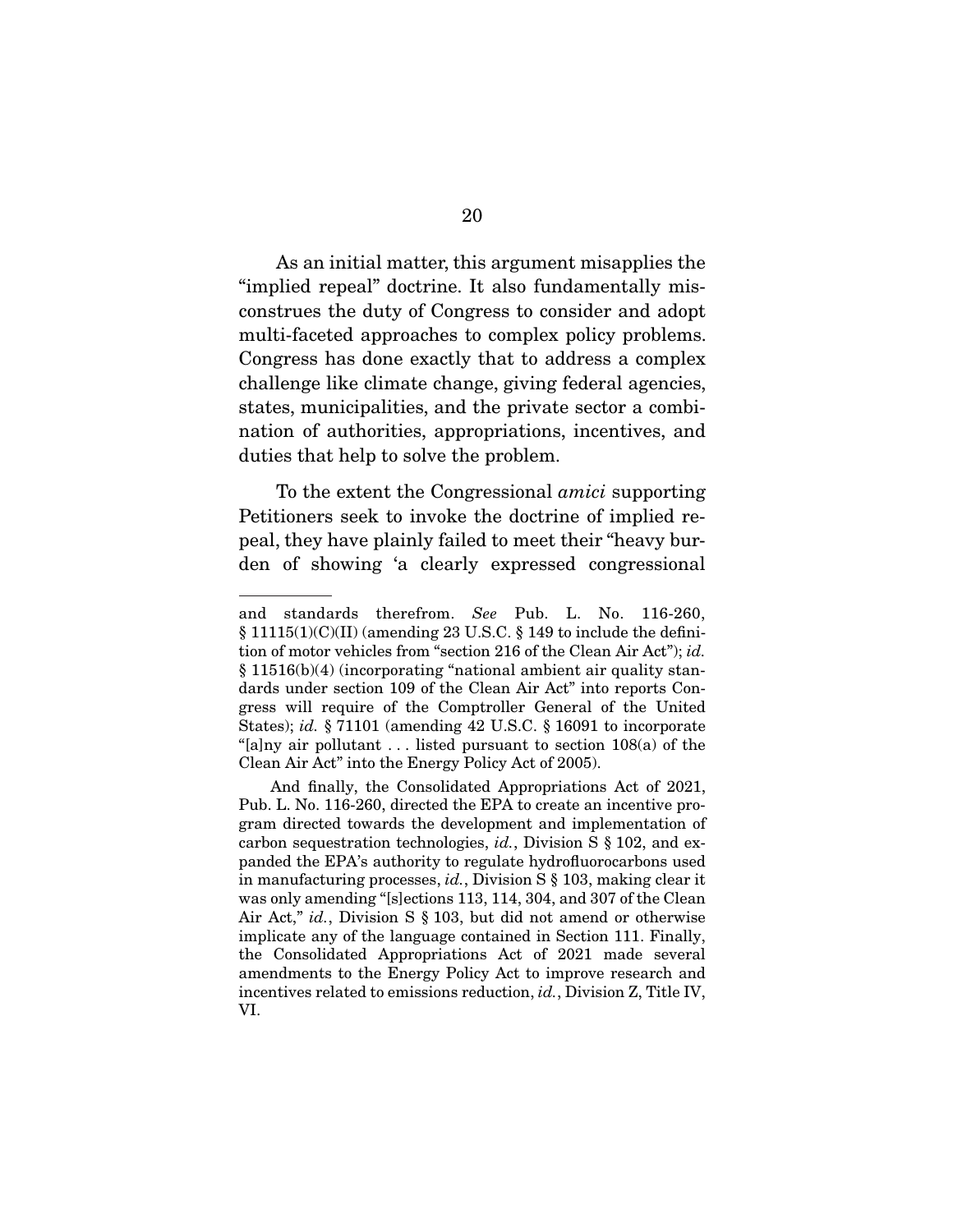As an initial matter, this argument misapplies the "implied repeal" doctrine. It also fundamentally misconstrues the duty of Congress to consider and adopt multi-faceted approaches to complex policy problems. Congress has done exactly that to address a complex challenge like climate change, giving federal agencies, states, municipalities, and the private sector a combination of authorities, appropriations, incentives, and duties that help to solve the problem.

To the extent the Congressional *amici* supporting Petitioners seek to invoke the doctrine of implied repeal, they have plainly failed to meet their "heavy burden of showing 'a clearly expressed congressional

---

and standards therefrom. *See* Pub. L. No. 116-260, § 11115(1)(C)(II) (amending 23 U.S.C. § 149 to include the definition of motor vehicles from "section 216 of the Clean Air Act"); *id.* § 11516(b)(4) (incorporating "national ambient air quality standards under section 109 of the Clean Air Act" into reports Congress will require of the Comptroller General of the United States); *id.* § 71101 (amending 42 U.S.C. § 16091 to incorporate "[a]ny air pollutant . . . listed pursuant to section 108(a) of the Clean Air Act" into the Energy Policy Act of 2005).

And finally, the Consolidated Appropriations Act of 2021, Pub. L. No. 116-260, directed the EPA to create an incentive program directed towards the development and implementation of carbon sequestration technologies, *id.*, Division S § 102, and expanded the EPA's authority to regulate hydrofluorocarbons used in manufacturing processes, *id.*, Division S § 103, making clear it was only amending "[s]ections 113, 114, 304, and 307 of the Clean Air Act," *id.*, Division S § 103, but did not amend or otherwise implicate any of the language contained in Section 111. Finally, the Consolidated Appropriations Act of 2021 made several amendments to the Energy Policy Act to improve research and incentives related to emissions reduction, *id.*, Division Z, Title IV, VI.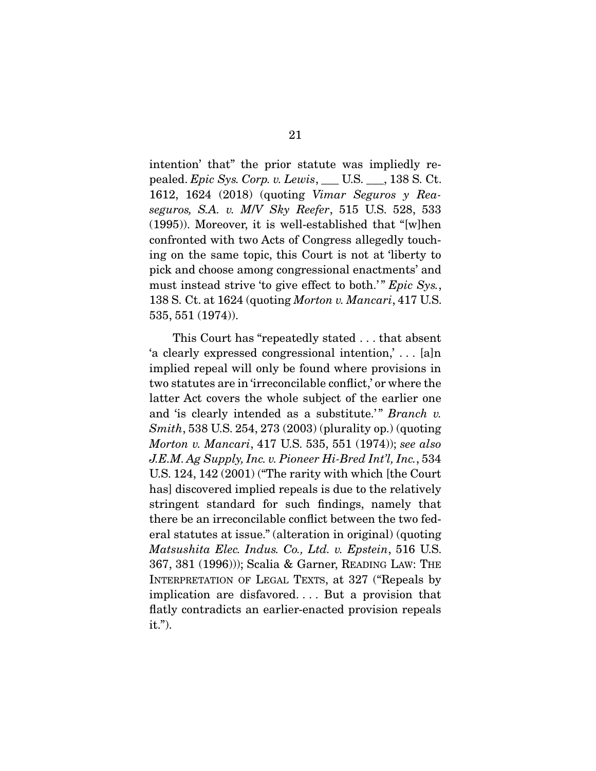intention' that" the prior statute was impliedly repealed. *Epic Sys. Corp. v. Lewis*, ___ U.S. ___, 138 S. Ct. 1612, 1624 (2018) (quoting *Vimar Seguros y Reaseguros, S.A. v. M/V Sky Reefer*, 515 U.S. 528, 533 (1995)). Moreover, it is well-established that "[w]hen confronted with two Acts of Congress allegedly touching on the same topic, this Court is not at 'liberty to pick and choose among congressional enactments' and must instead strive 'to give effect to both.'" *Epic Sys.*, 138 S. Ct. at 1624 (quoting *Morton v. Mancari*, 417 U.S. 535, 551 (1974)).

This Court has "repeatedly stated . . . that absent 'a clearly expressed congressional intention,' . . . [a]n implied repeal will only be found where provisions in two statutes are in 'irreconcilable conflict,' or where the latter Act covers the whole subject of the earlier one and 'is clearly intended as a substitute.'" *Branch v. Smith*, 538 U.S. 254, 273 (2003) (plurality op.) (quoting *Morton v. Mancari*, 417 U.S. 535, 551 (1974)); *see also J.E.M. Ag Supply, Inc. v. Pioneer Hi-Bred Int'l, Inc.*, 534 U.S. 124, 142 (2001) ("The rarity with which [the Court has] discovered implied repeals is due to the relatively stringent standard for such findings, namely that there be an irreconcilable conflict between the two federal statutes at issue." (alteration in original) (quoting *Matsushita Elec. Indus. Co., Ltd. v. Epstein*, 516 U.S. 367, 381 (1996))); Scalia & Garner, READING LAW: THE INTERPRETATION OF LEGAL TEXTS, at 327 ("Repeals by implication are disfavored. . . . But a provision that flatly contradicts an earlier-enacted provision repeals it.").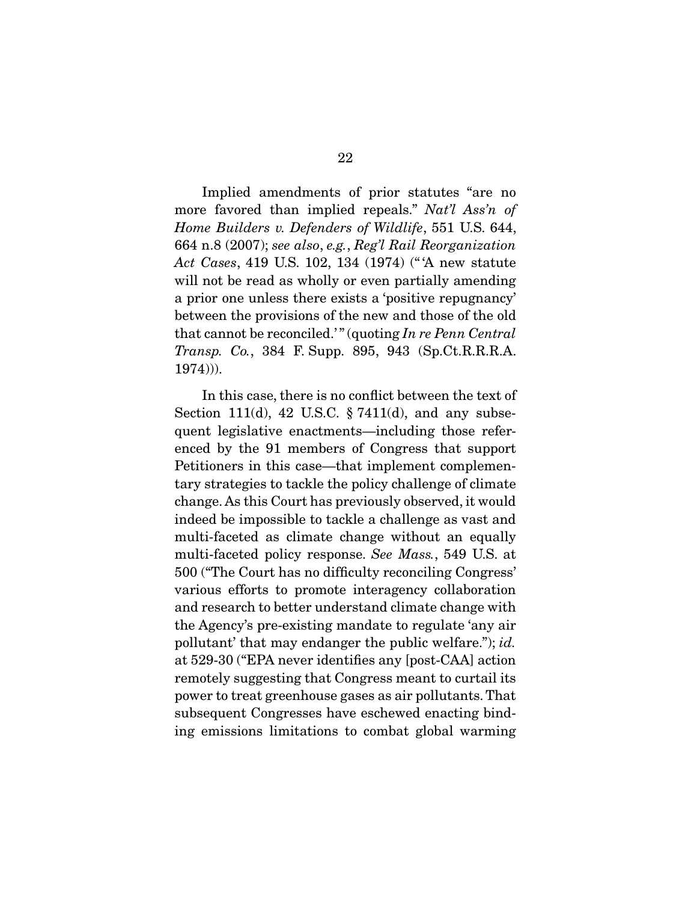Implied amendments of prior statutes "are no more favored than implied repeals." *Nat'l Ass'n of Home Builders v. Defenders of Wildlife*, 551 U.S. 644, 664 n.8 (2007); *see also*, *e.g.*, *Reg'l Rail Reorganization Act Cases*, 419 U.S. 102, 134 (1974) ("'A new statute will not be read as wholly or even partially amending a prior one unless there exists a 'positive repugnancy' between the provisions of the new and those of the old that cannot be reconciled.'" (quoting *In re Penn Central Transp. Co.*, 384 F. Supp. 895, 943 (Sp.Ct.R.R.R.A. 1974))).

In this case, there is no conflict between the text of Section 111(d), 42 U.S.C. § 7411(d), and any subsequent legislative enactments—including those referenced by the 91 members of Congress that support Petitioners in this case—that implement complementary strategies to tackle the policy challenge of climate change. As this Court has previously observed, it would indeed be impossible to tackle a challenge as vast and multi-faceted as climate change without an equally multi-faceted policy response. *See Mass.*, 549 U.S. at 500 ("The Court has no difficulty reconciling Congress' various efforts to promote interagency collaboration and research to better understand climate change with the Agency's pre-existing mandate to regulate 'any air pollutant' that may endanger the public welfare."); *id.* at 529-30 ("EPA never identifies any [post-CAA] action remotely suggesting that Congress meant to curtail its power to treat greenhouse gases as air pollutants. That subsequent Congresses have eschewed enacting binding emissions limitations to combat global warming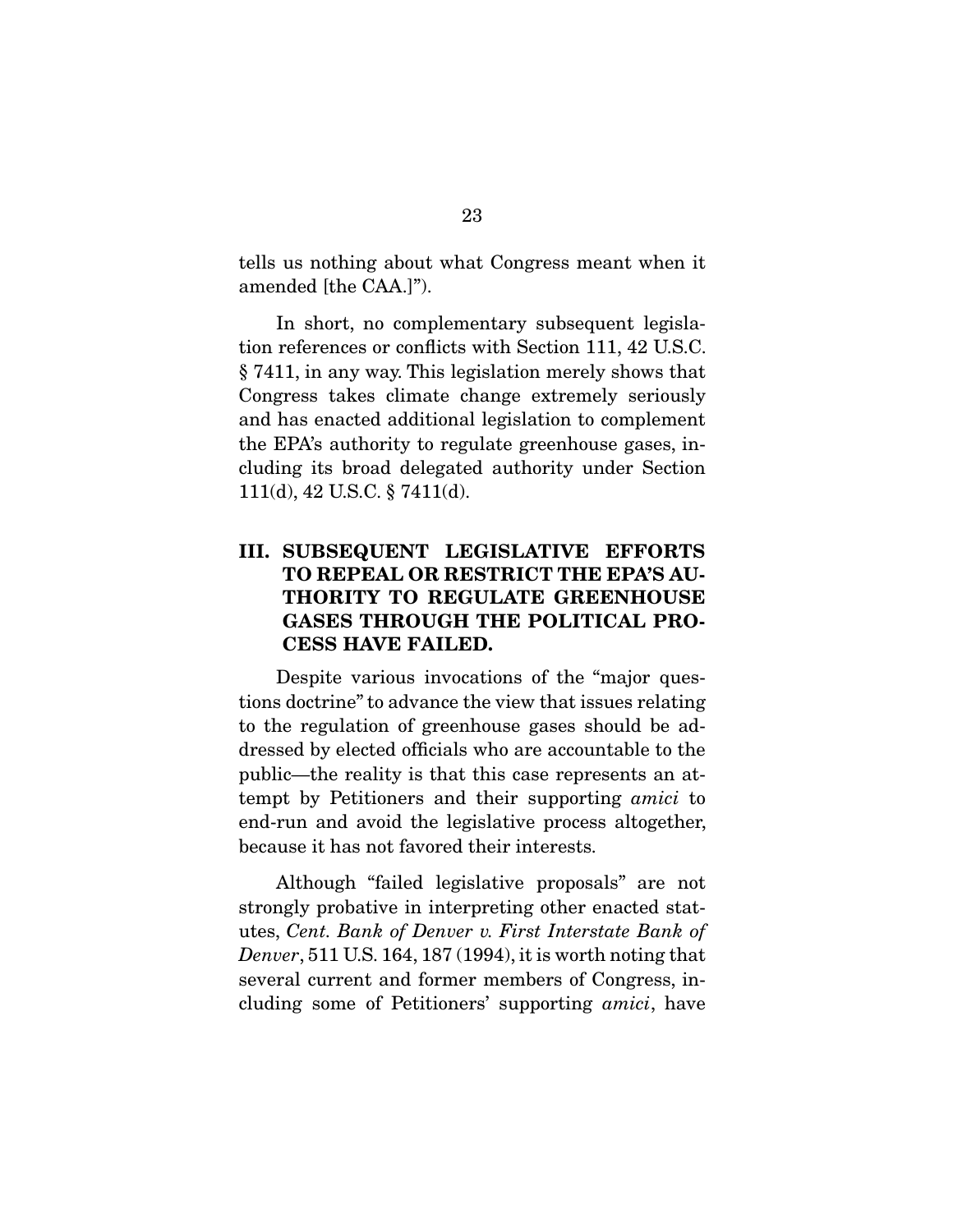tells us nothing about what Congress meant when it amended [the CAA.]").

In short, no complementary subsequent legislation references or conflicts with Section 111, 42 U.S.C. § 7411, in any way. This legislation merely shows that Congress takes climate change extremely seriously and has enacted additional legislation to complement the EPA's authority to regulate greenhouse gases, including its broad delegated authority under Section 111(d), 42 U.S.C. § 7411(d).

## III. SUBSEQUENT LEGISLATIVE EFFORTS TO REPEAL OR RESTRICT THE EPA'S AUTHORITY TO REGULATE GREENHOUSE GASES THROUGH THE POLITICAL PROCESS HAVE FAILED.

Despite various invocations of the "major questions doctrine" to advance the view that issues relating to the regulation of greenhouse gases should be addressed by elected officials who are accountable to the public—the reality is that this case represents an attempt by Petitioners and their supporting *amici* to end-run and avoid the legislative process altogether, because it has not favored their interests.

Although "failed legislative proposals" are not strongly probative in interpreting other enacted statutes, *Cent. Bank of Denver v. First Interstate Bank of Denver*, 511 U.S. 164, 187 (1994), it is worth noting that several current and former members of Congress, including some of Petitioners' supporting *amici*, have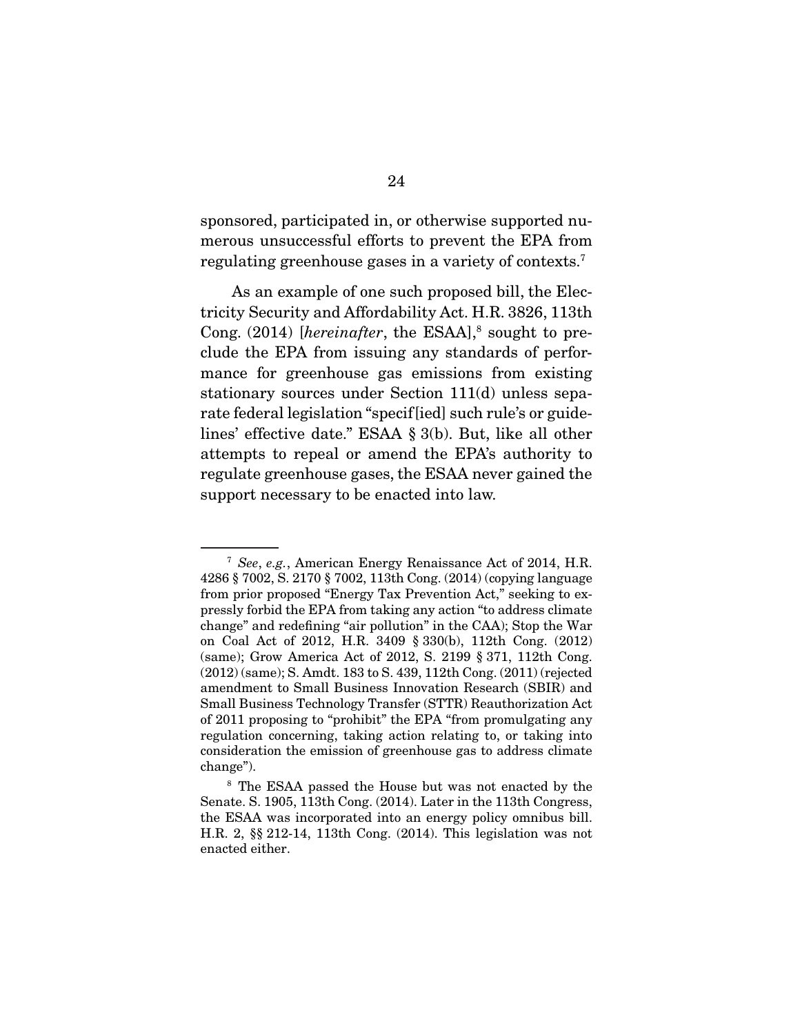sponsored, participated in, or otherwise supported numerous unsuccessful efforts to prevent the EPA from regulating greenhouse gases in a variety of contexts.[7]

As an example of one such proposed bill, the Electricity Security and Affordability Act. H.R. 3826, 113th Cong. (2014) [*hereinafter*, the ESAA],[8] sought to preclude the EPA from issuing any standards of performance for greenhouse gas emissions from existing stationary sources under Section 111(d) unless separate federal legislation "specif[ied] such rule's or guidelines' effective date." ESAA § 3(b). But, like all other attempts to repeal or amend the EPA's authority to regulate greenhouse gases, the ESAA never gained the support necessary to be enacted into law.

---

[7] *See*, *e.g.*, American Energy Renaissance Act of 2014, H.R. 4286 § 7002, S. 2170 § 7002, 113th Cong. (2014) (copying language from prior proposed "Energy Tax Prevention Act," seeking to expressly forbid the EPA from taking any action "to address climate change" and redefining "air pollution" in the CAA); Stop the War on Coal Act of 2012, H.R. 3409 § 330(b), 112th Cong. (2012) (same); Grow America Act of 2012, S. 2199 § 371, 112th Cong. (2012) (same); S. Amdt. 183 to S. 439, 112th Cong. (2011) (rejected amendment to Small Business Innovation Research (SBIR) and Small Business Technology Transfer (STTR) Reauthorization Act of 2011 proposing to "prohibit" the EPA "from promulgating any regulation concerning, taking action relating to, or taking into consideration the emission of greenhouse gas to address climate change").

[8] The ESAA passed the House but was not enacted by the Senate. S. 1905, 113th Cong. (2014). Later in the 113th Congress, the ESAA was incorporated into an energy policy omnibus bill. H.R. 2, §§ 212-14, 113th Cong. (2014). This legislation was not enacted either.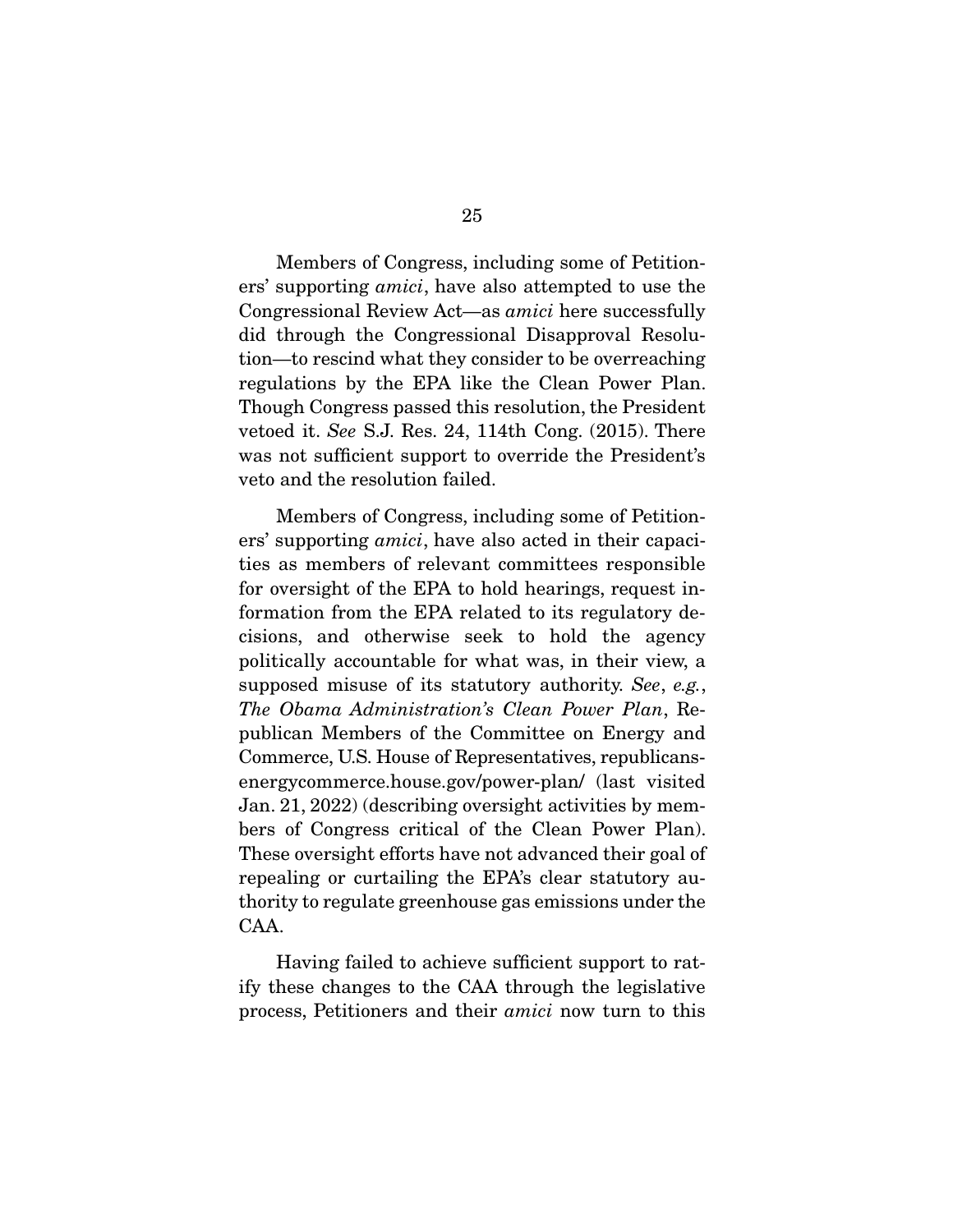Members of Congress, including some of Petitioners' supporting *amici*, have also attempted to use the Congressional Review Act—as *amici* here successfully did through the Congressional Disapproval Resolution—to rescind what they consider to be overreaching regulations by the EPA like the Clean Power Plan. Though Congress passed this resolution, the President vetoed it. *See* S.J. Res. 24, 114th Cong. (2015). There was not sufficient support to override the President's veto and the resolution failed.

Members of Congress, including some of Petitioners' supporting *amici*, have also acted in their capacities as members of relevant committees responsible for oversight of the EPA to hold hearings, request information from the EPA related to its regulatory decisions, and otherwise seek to hold the agency politically accountable for what was, in their view, a supposed misuse of its statutory authority. *See*, *e.g.*, *The Obama Administration's Clean Power Plan*, Republican Members of the Committee on Energy and Commerce, U.S. House of Representatives, republicans-energycommerce.house.gov/power-plan/ (last visited Jan. 21, 2022) (describing oversight activities by members of Congress critical of the Clean Power Plan). These oversight efforts have not advanced their goal of repealing or curtailing the EPA's clear statutory authority to regulate greenhouse gas emissions under the CAA.

Having failed to achieve sufficient support to ratify these changes to the CAA through the legislative process, Petitioners and their *amici* now turn to this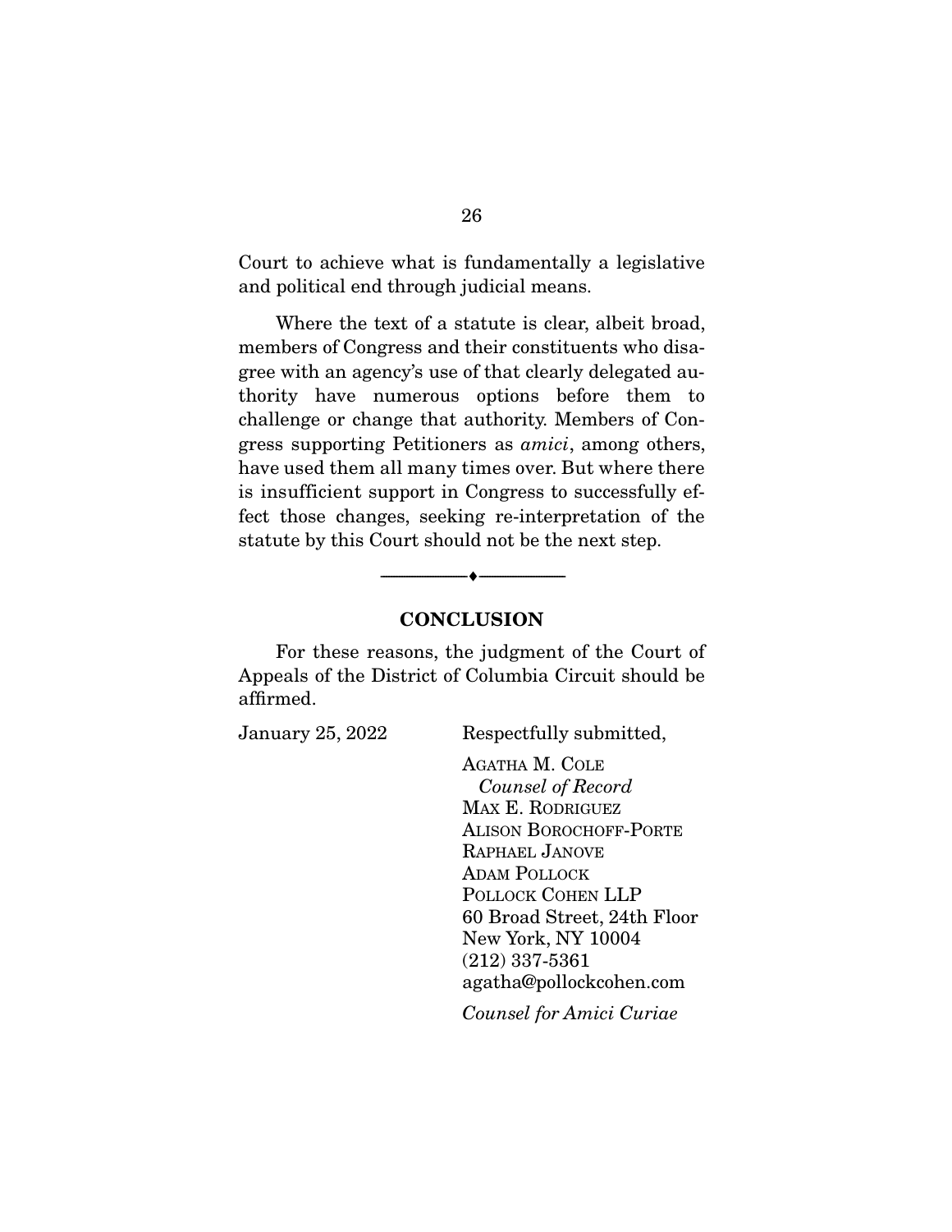Court to achieve what is fundamentally a legislative and political end through judicial means.

Where the text of a statute is clear, albeit broad, members of Congress and their constituents who disagree with an agency's use of that clearly delegated authority have numerous options before them to challenge or change that authority. Members of Congress supporting Petitioners as *amici*, among others, have used them all many times over. But where there is insufficient support in Congress to successfully effect those changes, seeking re-interpretation of the statute by this Court should not be the next step.

---

## CONCLUSION

For these reasons, the judgment of the Court of Appeals of the District of Columbia Circuit should be affirmed.

January 25, 2022

Respectfully submitted,

AGATHA M. COLE
*Counsel of Record*
MAX E. RODRIGUEZ
ALISON BOROCHOFF-PORTE
RAPHAEL JANOVE
ADAM POLLOCK
POLLOCK COHEN LLP
60 Broad Street, 24th Floor
New York, NY 10004
(212) 337-5361
agatha@pollockcohen.com

*Counsel for Amici Curiae*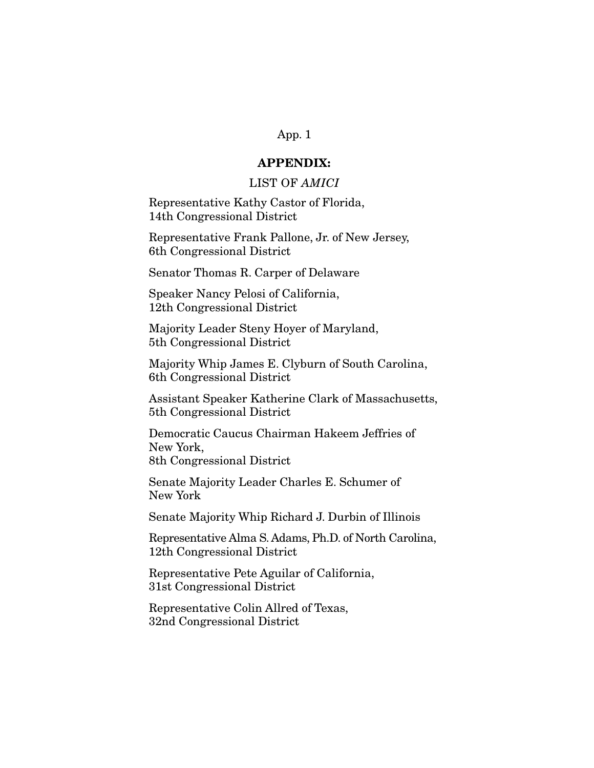## APPENDIX:

LIST OF *AMICI*

Representative Kathy Castor of Florida,
14th Congressional District

Representative Frank Pallone, Jr. of New Jersey,
6th Congressional District

Senator Thomas R. Carper of Delaware

Speaker Nancy Pelosi of California,
12th Congressional District

Majority Leader Steny Hoyer of Maryland,
5th Congressional District

Majority Whip James E. Clyburn of South Carolina,
6th Congressional District

Assistant Speaker Katherine Clark of Massachusetts,
5th Congressional District

Democratic Caucus Chairman Hakeem Jeffries of
New York,
8th Congressional District

Senate Majority Leader Charles E. Schumer of
New York

Senate Majority Whip Richard J. Durbin of Illinois

Representative Alma S. Adams, Ph.D. of North Carolina,
12th Congressional District

Representative Pete Aguilar of California,
31st Congressional District

Representative Colin Allred of Texas,
32nd Congressional District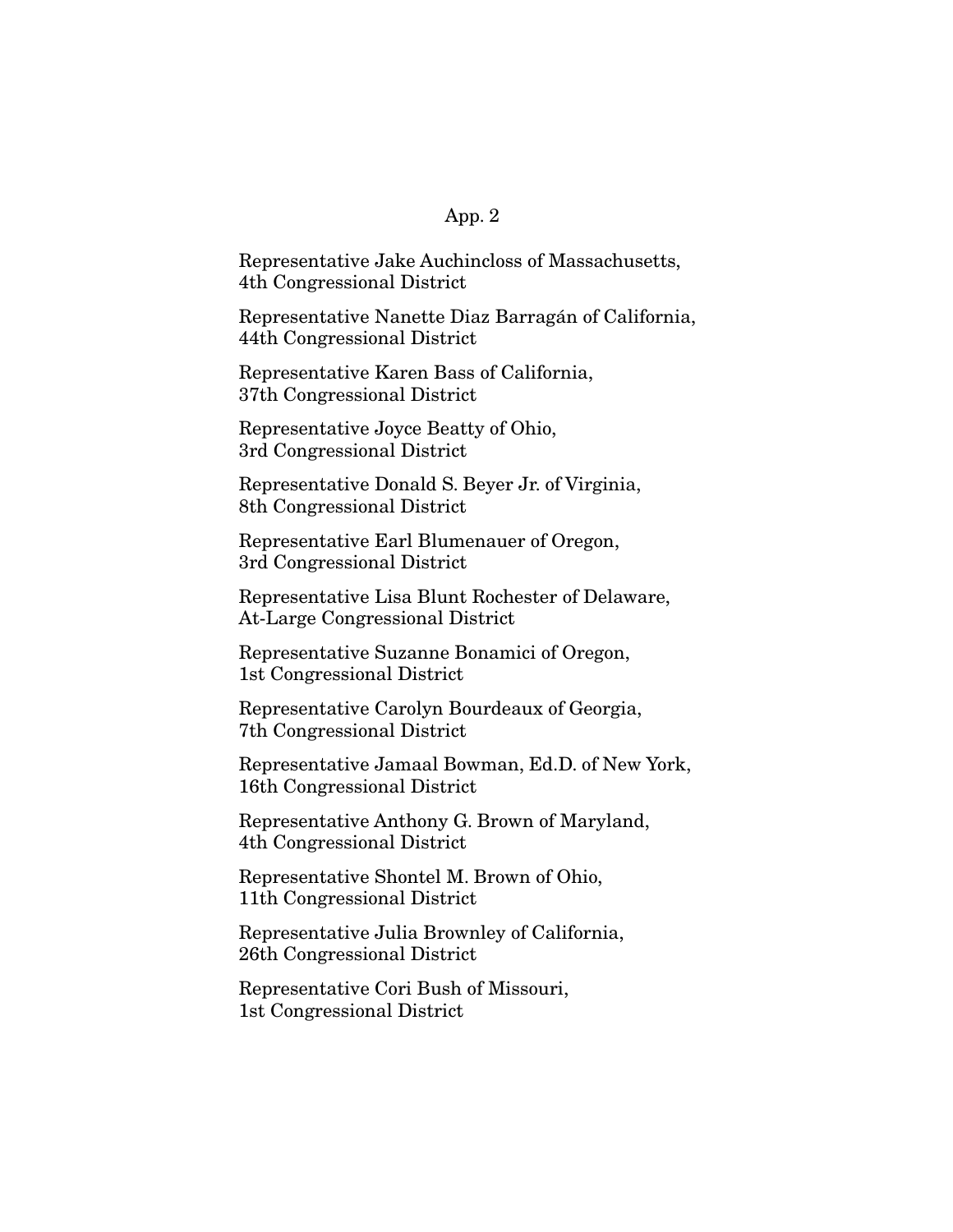Representative Jake Auchincloss of Massachusetts, 4th Congressional District

Representative Nanette Diaz Barragán of California, 44th Congressional District

Representative Karen Bass of California, 37th Congressional District

Representative Joyce Beatty of Ohio, 3rd Congressional District

Representative Donald S. Beyer Jr. of Virginia, 8th Congressional District

Representative Earl Blumenauer of Oregon, 3rd Congressional District

Representative Lisa Blunt Rochester of Delaware, At-Large Congressional District

Representative Suzanne Bonamici of Oregon, 1st Congressional District

Representative Carolyn Bourdeaux of Georgia, 7th Congressional District

Representative Jamaal Bowman, Ed.D. of New York, 16th Congressional District

Representative Anthony G. Brown of Maryland, 4th Congressional District

Representative Shontel M. Brown of Ohio, 11th Congressional District

Representative Julia Brownley of California, 26th Congressional District

Representative Cori Bush of Missouri, 1st Congressional District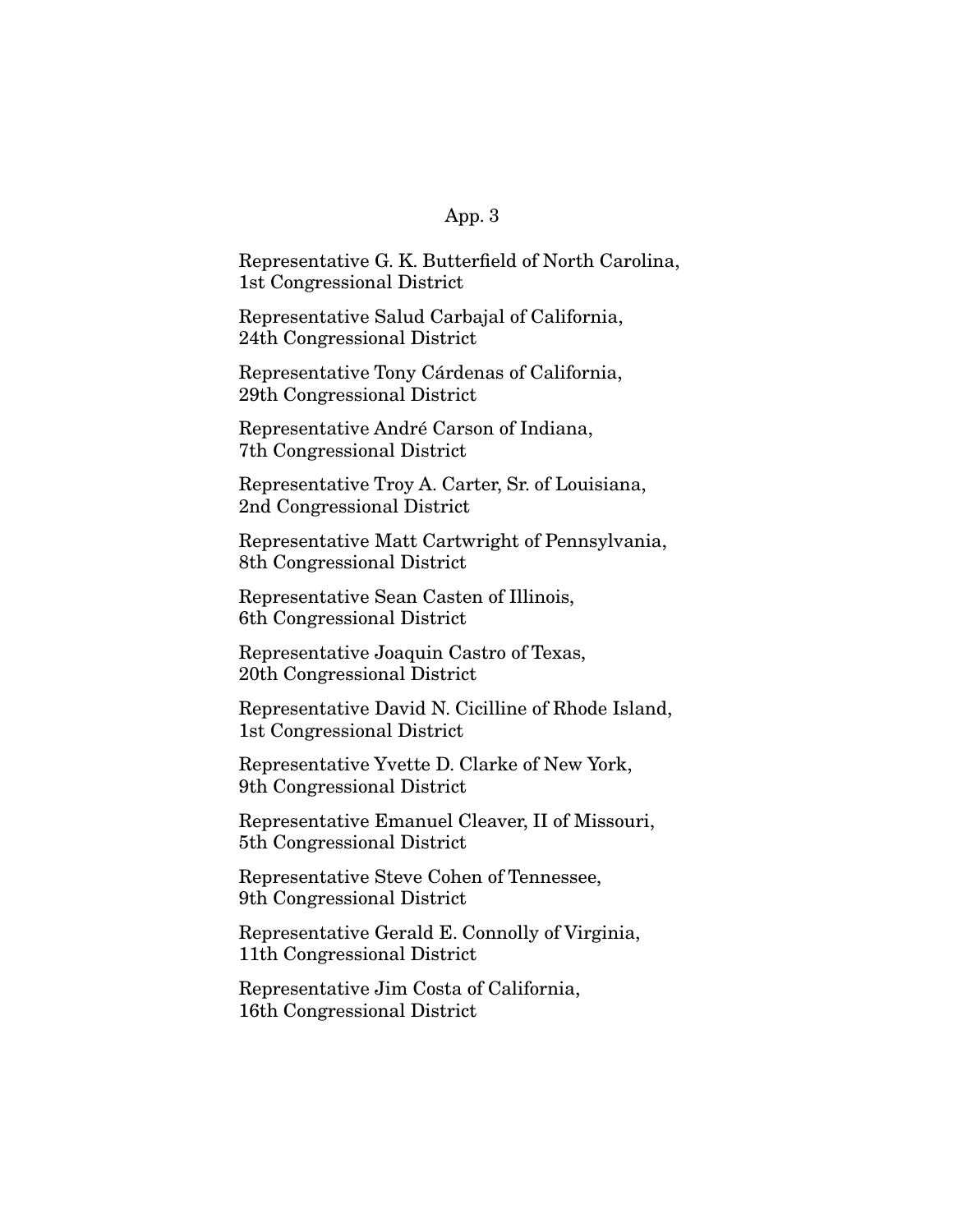Representative G. K. Butterfield of North Carolina,
1st Congressional District

Representative Salud Carbajal of California,
24th Congressional District

Representative Tony Cárdenas of California,
29th Congressional District

Representative André Carson of Indiana,
7th Congressional District

Representative Troy A. Carter, Sr. of Louisiana,
2nd Congressional District

Representative Matt Cartwright of Pennsylvania,
8th Congressional District

Representative Sean Casten of Illinois,
6th Congressional District

Representative Joaquin Castro of Texas,
20th Congressional District

Representative David N. Cicilline of Rhode Island,
1st Congressional District

Representative Yvette D. Clarke of New York,
9th Congressional District

Representative Emanuel Cleaver, II of Missouri,
5th Congressional District

Representative Steve Cohen of Tennessee,
9th Congressional District

Representative Gerald E. Connolly of Virginia,
11th Congressional District

Representative Jim Costa of California,
16th Congressional District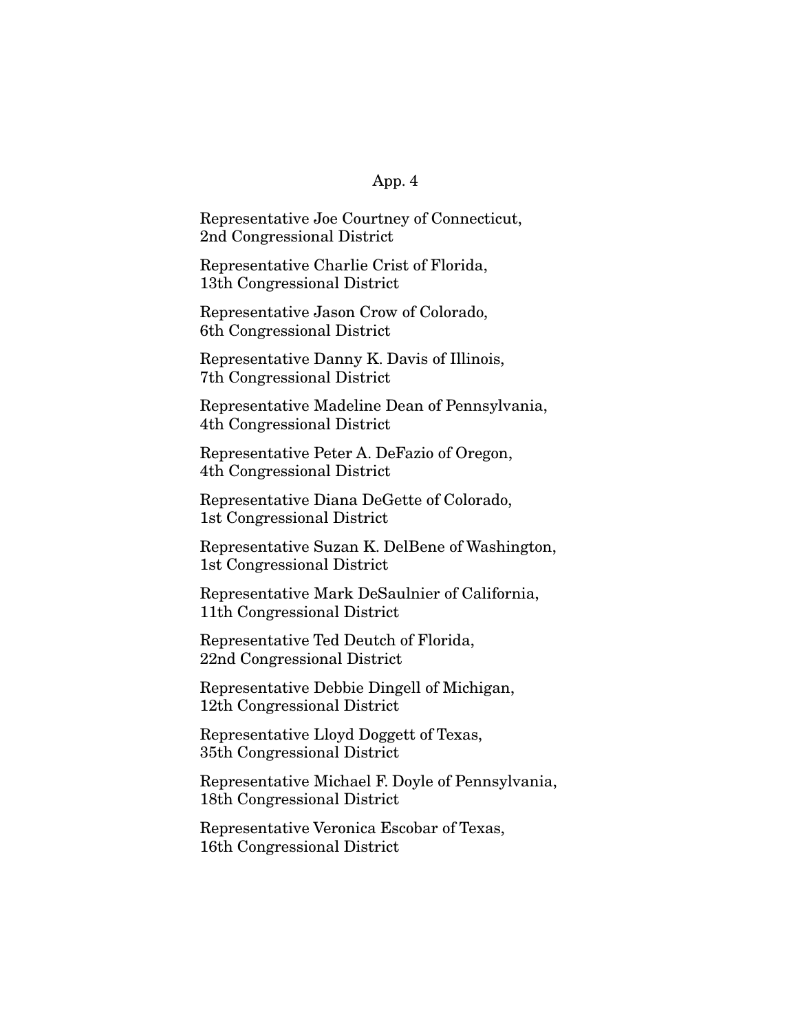Representative Joe Courtney of Connecticut,
2nd Congressional District

Representative Charlie Crist of Florida,
13th Congressional District

Representative Jason Crow of Colorado,
6th Congressional District

Representative Danny K. Davis of Illinois,
7th Congressional District

Representative Madeline Dean of Pennsylvania,
4th Congressional District

Representative Peter A. DeFazio of Oregon,
4th Congressional District

Representative Diana DeGette of Colorado,
1st Congressional District

Representative Suzan K. DelBene of Washington,
1st Congressional District

Representative Mark DeSaulnier of California,
11th Congressional District

Representative Ted Deutch of Florida,
22nd Congressional District

Representative Debbie Dingell of Michigan,
12th Congressional District

Representative Lloyd Doggett of Texas,
35th Congressional District

Representative Michael F. Doyle of Pennsylvania,
18th Congressional District

Representative Veronica Escobar of Texas,
16th Congressional District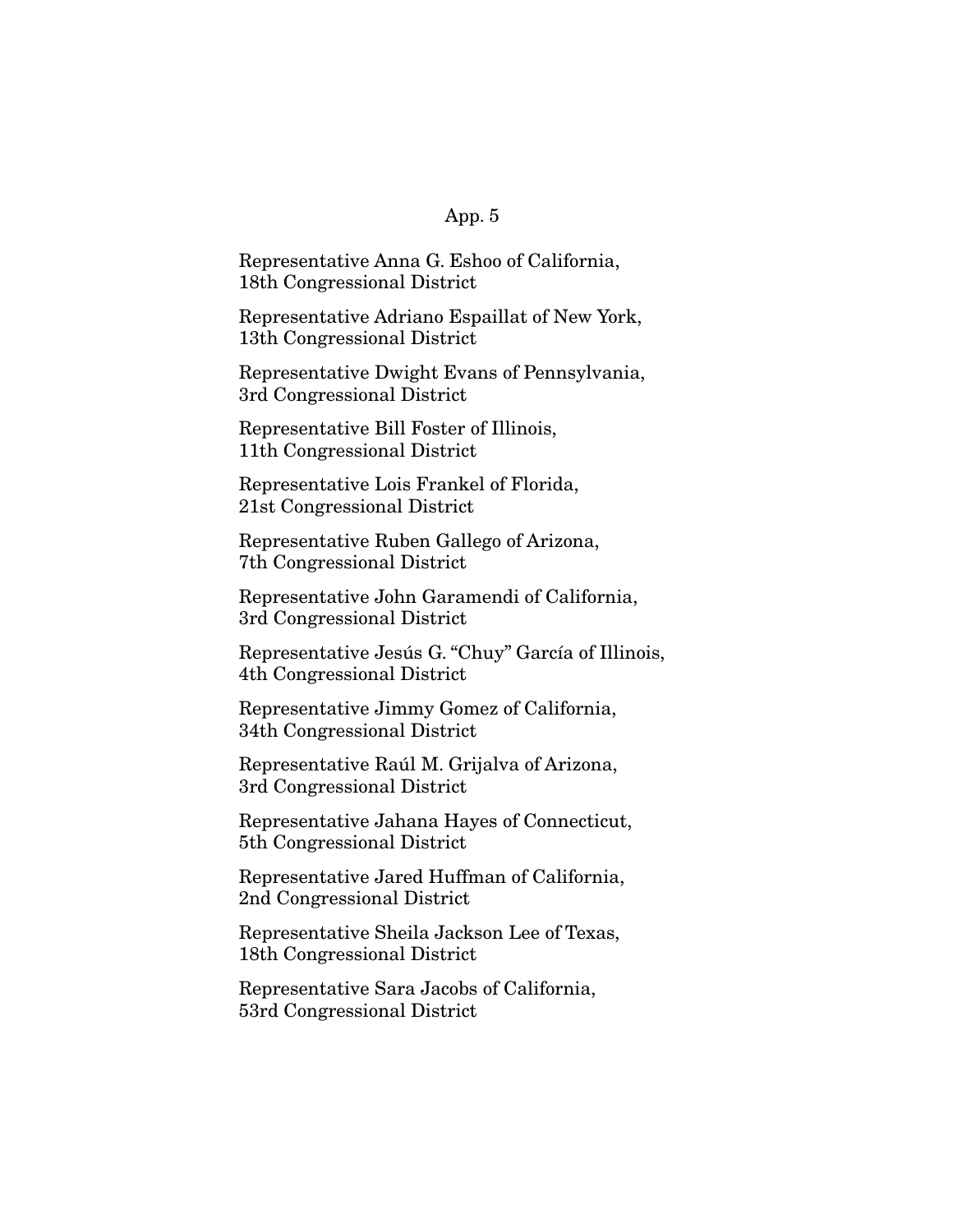Representative Anna G. Eshoo of California,
18th Congressional District

Representative Adriano Espaillat of New York,
13th Congressional District

Representative Dwight Evans of Pennsylvania,
3rd Congressional District

Representative Bill Foster of Illinois,
11th Congressional District

Representative Lois Frankel of Florida,
21st Congressional District

Representative Ruben Gallego of Arizona,
7th Congressional District

Representative John Garamendi of California,
3rd Congressional District

Representative Jesús G. "Chuy" García of Illinois,
4th Congressional District

Representative Jimmy Gomez of California,
34th Congressional District

Representative Raúl M. Grijalva of Arizona,
3rd Congressional District

Representative Jahana Hayes of Connecticut,
5th Congressional District

Representative Jared Huffman of California,
2nd Congressional District

Representative Sheila Jackson Lee of Texas,
18th Congressional District

Representative Sara Jacobs of California,
53rd Congressional District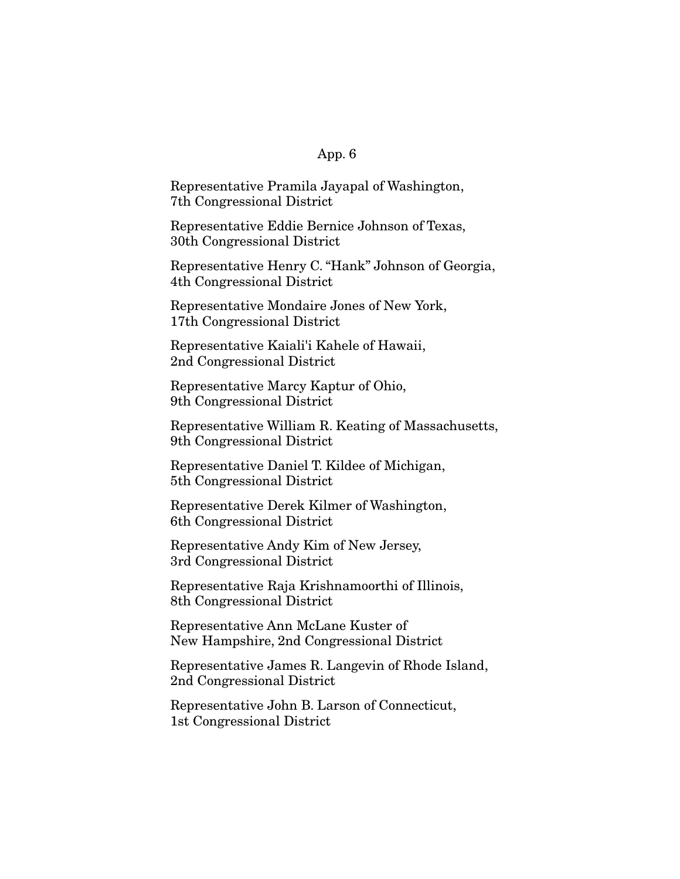Representative Pramila Jayapal of Washington, 7th Congressional District

Representative Eddie Bernice Johnson of Texas, 30th Congressional District

Representative Henry C. "Hank" Johnson of Georgia, 4th Congressional District

Representative Mondaire Jones of New York, 17th Congressional District

Representative Kaiali'i Kahele of Hawaii, 2nd Congressional District

Representative Marcy Kaptur of Ohio, 9th Congressional District

Representative William R. Keating of Massachusetts, 9th Congressional District

Representative Daniel T. Kildee of Michigan, 5th Congressional District

Representative Derek Kilmer of Washington, 6th Congressional District

Representative Andy Kim of New Jersey, 3rd Congressional District

Representative Raja Krishnamoorthi of Illinois, 8th Congressional District

Representative Ann McLane Kuster of New Hampshire, 2nd Congressional District

Representative James R. Langevin of Rhode Island, 2nd Congressional District

Representative John B. Larson of Connecticut, 1st Congressional District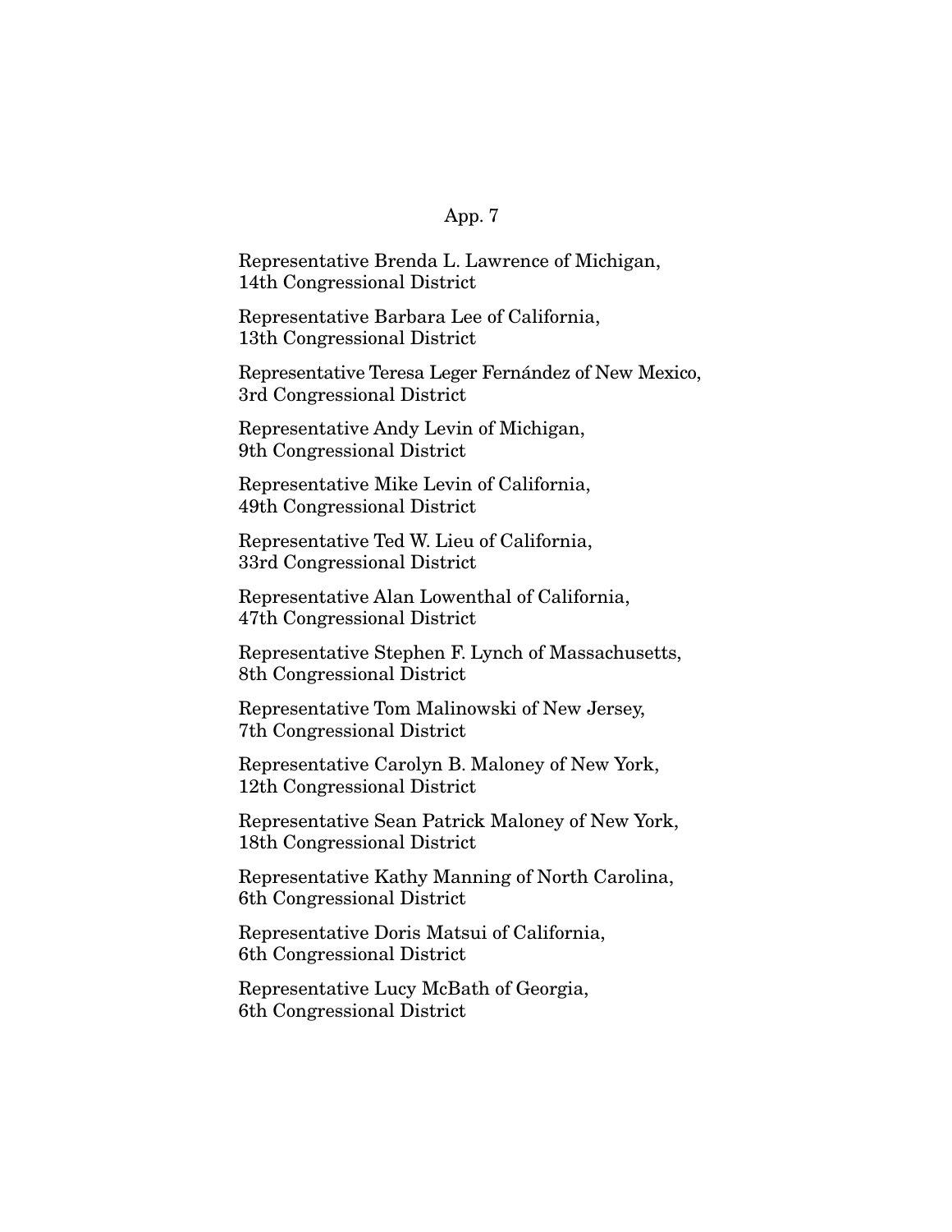Representative Brenda L. Lawrence of Michigan,
14th Congressional District

Representative Barbara Lee of California,
13th Congressional District

Representative Teresa Leger Fernández of New Mexico,
3rd Congressional District

Representative Andy Levin of Michigan,
9th Congressional District

Representative Mike Levin of California,
49th Congressional District

Representative Ted W. Lieu of California,
33rd Congressional District

Representative Alan Lowenthal of California,
47th Congressional District

Representative Stephen F. Lynch of Massachusetts,
8th Congressional District

Representative Tom Malinowski of New Jersey,
7th Congressional District

Representative Carolyn B. Maloney of New York,
12th Congressional District

Representative Sean Patrick Maloney of New York,
18th Congressional District

Representative Kathy Manning of North Carolina,
6th Congressional District

Representative Doris Matsui of California,
6th Congressional District

Representative Lucy McBath of Georgia,
6th Congressional District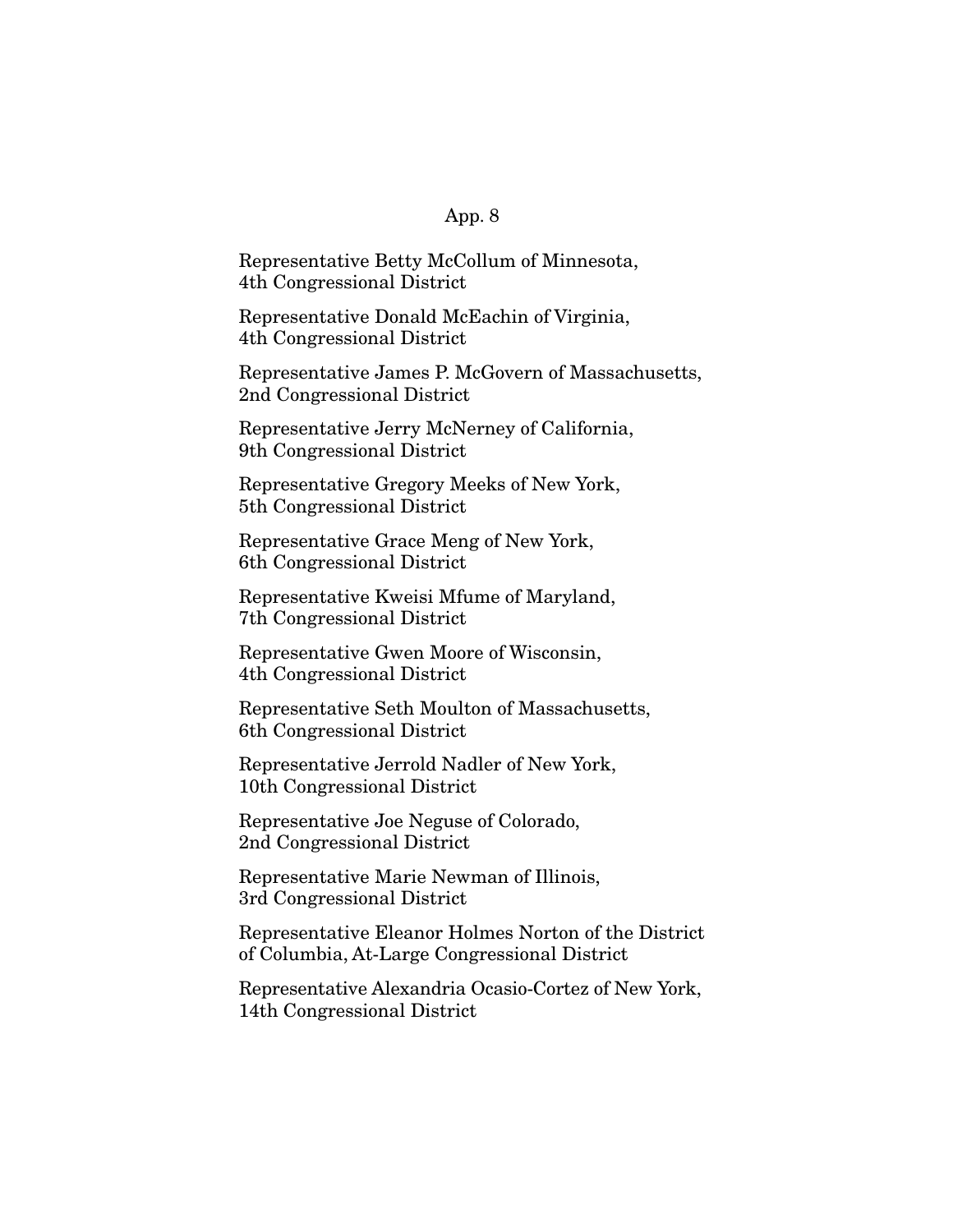Representative Betty McCollum of Minnesota, 4th Congressional District

Representative Donald McEachin of Virginia, 4th Congressional District

Representative James P. McGovern of Massachusetts, 2nd Congressional District

Representative Jerry McNerney of California, 9th Congressional District

Representative Gregory Meeks of New York, 5th Congressional District

Representative Grace Meng of New York, 6th Congressional District

Representative Kweisi Mfume of Maryland, 7th Congressional District

Representative Gwen Moore of Wisconsin, 4th Congressional District

Representative Seth Moulton of Massachusetts, 6th Congressional District

Representative Jerrold Nadler of New York, 10th Congressional District

Representative Joe Neguse of Colorado, 2nd Congressional District

Representative Marie Newman of Illinois, 3rd Congressional District

Representative Eleanor Holmes Norton of the District of Columbia, At-Large Congressional District

Representative Alexandria Ocasio-Cortez of New York, 14th Congressional District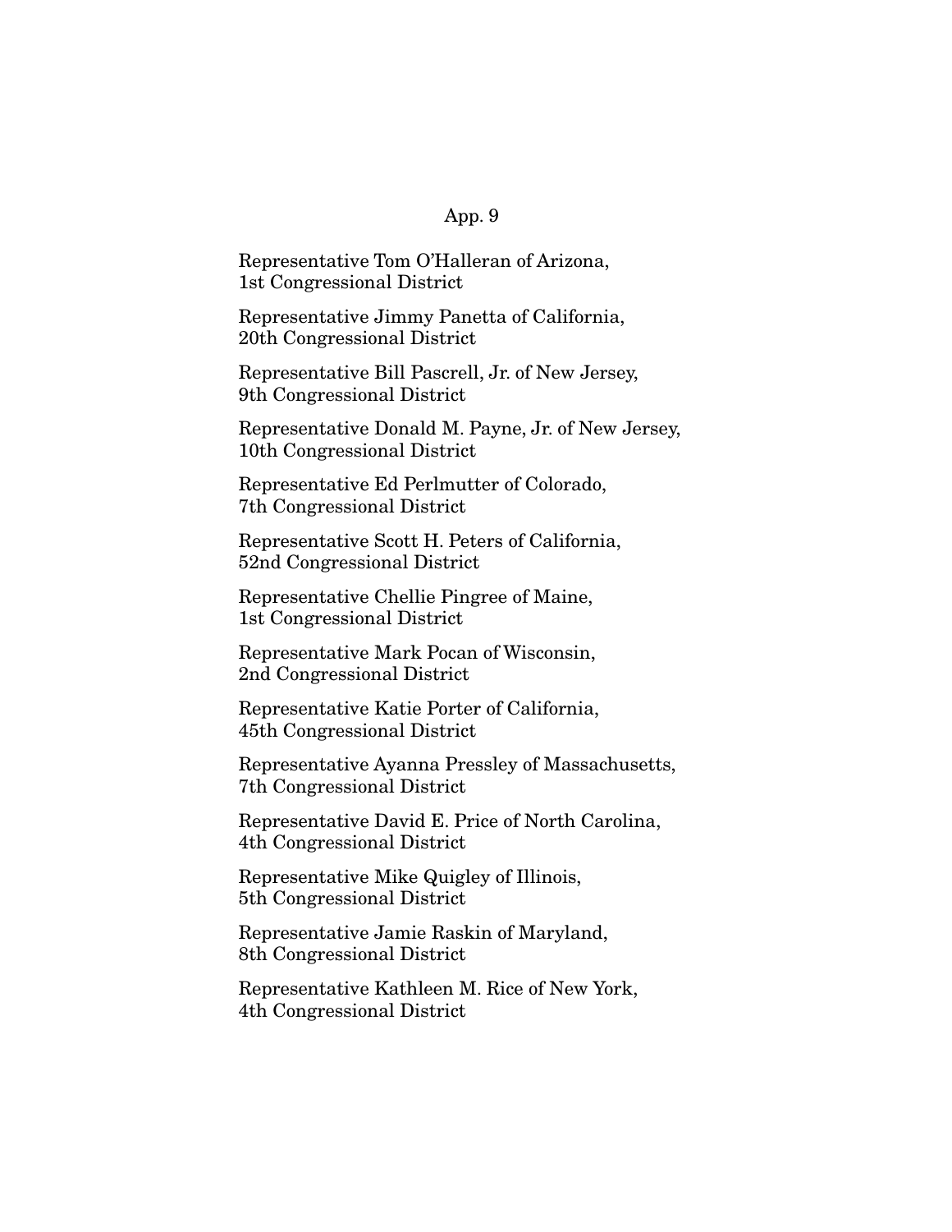Representative Tom O'Halleran of Arizona,
1st Congressional District

Representative Jimmy Panetta of California,
20th Congressional District

Representative Bill Pascrell, Jr. of New Jersey,
9th Congressional District

Representative Donald M. Payne, Jr. of New Jersey,
10th Congressional District

Representative Ed Perlmutter of Colorado,
7th Congressional District

Representative Scott H. Peters of California,
52nd Congressional District

Representative Chellie Pingree of Maine,
1st Congressional District

Representative Mark Pocan of Wisconsin,
2nd Congressional District

Representative Katie Porter of California,
45th Congressional District

Representative Ayanna Pressley of Massachusetts,
7th Congressional District

Representative David E. Price of North Carolina,
4th Congressional District

Representative Mike Quigley of Illinois,
5th Congressional District

Representative Jamie Raskin of Maryland,
8th Congressional District

Representative Kathleen M. Rice of New York,
4th Congressional District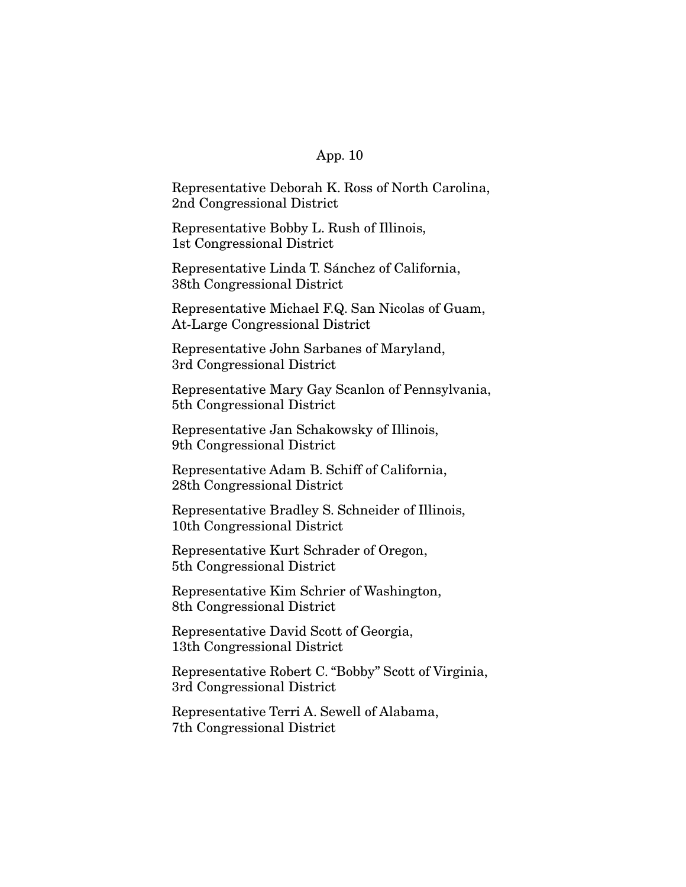Representative Deborah K. Ross of North Carolina,
2nd Congressional District

Representative Bobby L. Rush of Illinois,
1st Congressional District

Representative Linda T. Sánchez of California,
38th Congressional District

Representative Michael F.Q. San Nicolas of Guam,
At-Large Congressional District

Representative John Sarbanes of Maryland,
3rd Congressional District

Representative Mary Gay Scanlon of Pennsylvania,
5th Congressional District

Representative Jan Schakowsky of Illinois,
9th Congressional District

Representative Adam B. Schiff of California,
28th Congressional District

Representative Bradley S. Schneider of Illinois,
10th Congressional District

Representative Kurt Schrader of Oregon,
5th Congressional District

Representative Kim Schrier of Washington,
8th Congressional District

Representative David Scott of Georgia,
13th Congressional District

Representative Robert C. "Bobby" Scott of Virginia,
3rd Congressional District

Representative Terri A. Sewell of Alabama,
7th Congressional District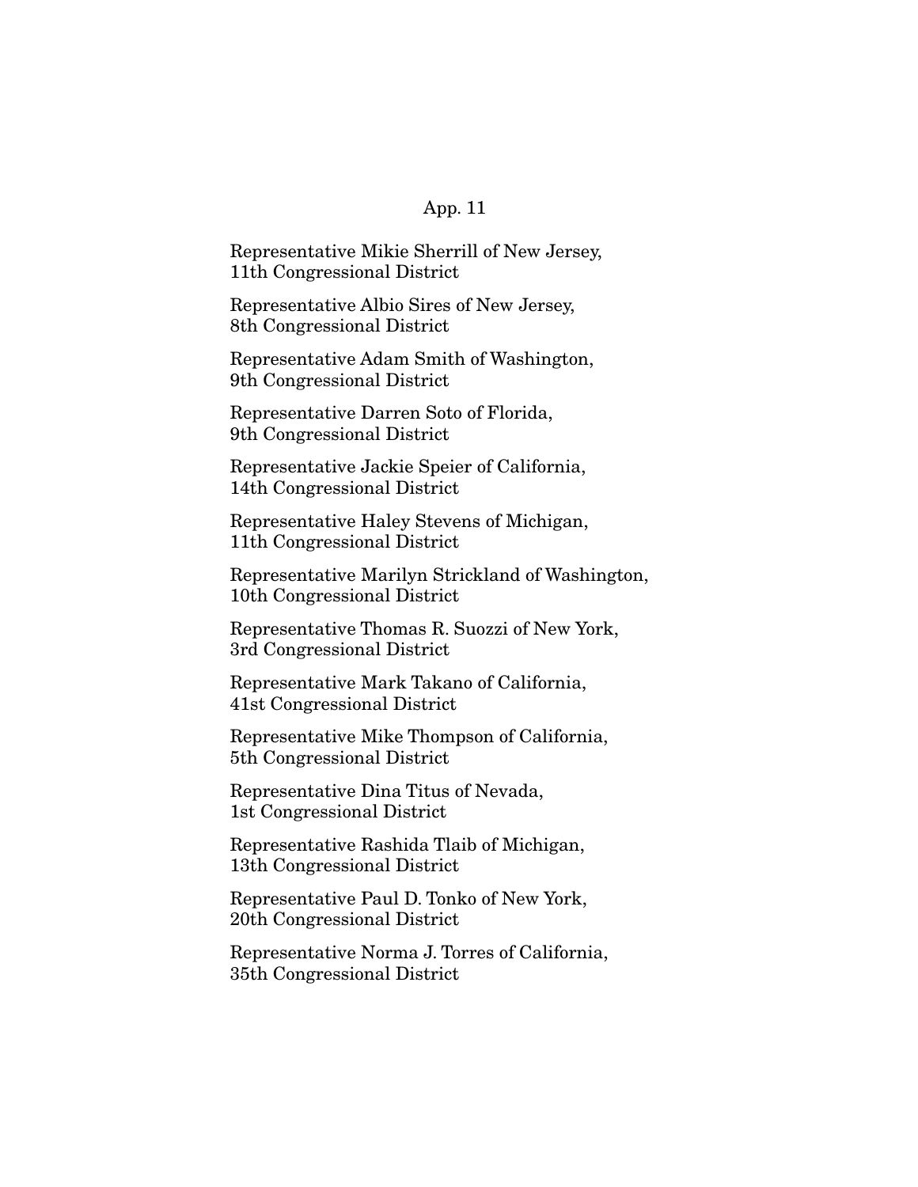Representative Mikie Sherrill of New Jersey,
11th Congressional District

Representative Albio Sires of New Jersey,
8th Congressional District

Representative Adam Smith of Washington,
9th Congressional District

Representative Darren Soto of Florida,
9th Congressional District

Representative Jackie Speier of California,
14th Congressional District

Representative Haley Stevens of Michigan,
11th Congressional District

Representative Marilyn Strickland of Washington,
10th Congressional District

Representative Thomas R. Suozzi of New York,
3rd Congressional District

Representative Mark Takano of California,
41st Congressional District

Representative Mike Thompson of California,
5th Congressional District

Representative Dina Titus of Nevada,
1st Congressional District

Representative Rashida Tlaib of Michigan,
13th Congressional District

Representative Paul D. Tonko of New York,
20th Congressional District

Representative Norma J. Torres of California,
35th Congressional District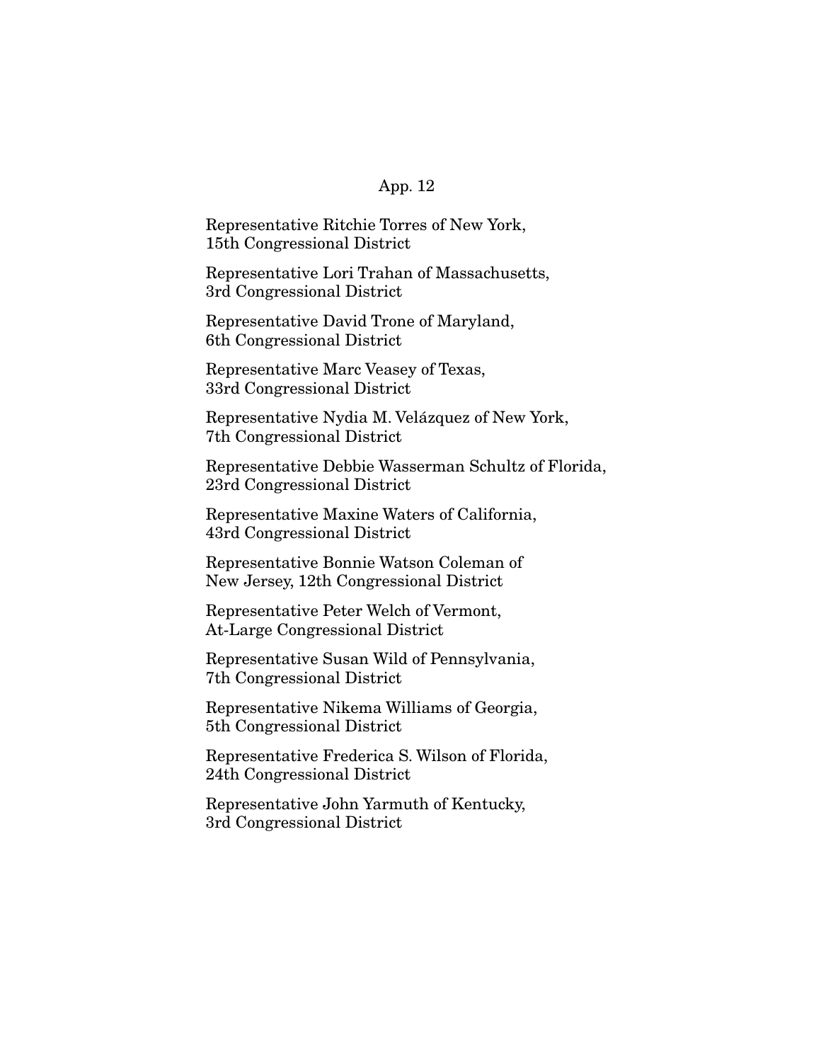Representative Ritchie Torres of New York,
15th Congressional District

Representative Lori Trahan of Massachusetts,
3rd Congressional District

Representative David Trone of Maryland,
6th Congressional District

Representative Marc Veasey of Texas,
33rd Congressional District

Representative Nydia M. Velázquez of New York,
7th Congressional District

Representative Debbie Wasserman Schultz of Florida,
23rd Congressional District

Representative Maxine Waters of California,
43rd Congressional District

Representative Bonnie Watson Coleman of
New Jersey, 12th Congressional District

Representative Peter Welch of Vermont,
At-Large Congressional District

Representative Susan Wild of Pennsylvania,
7th Congressional District

Representative Nikema Williams of Georgia,
5th Congressional District

Representative Frederica S. Wilson of Florida,
24th Congressional District

Representative John Yarmuth of Kentucky,
3rd Congressional District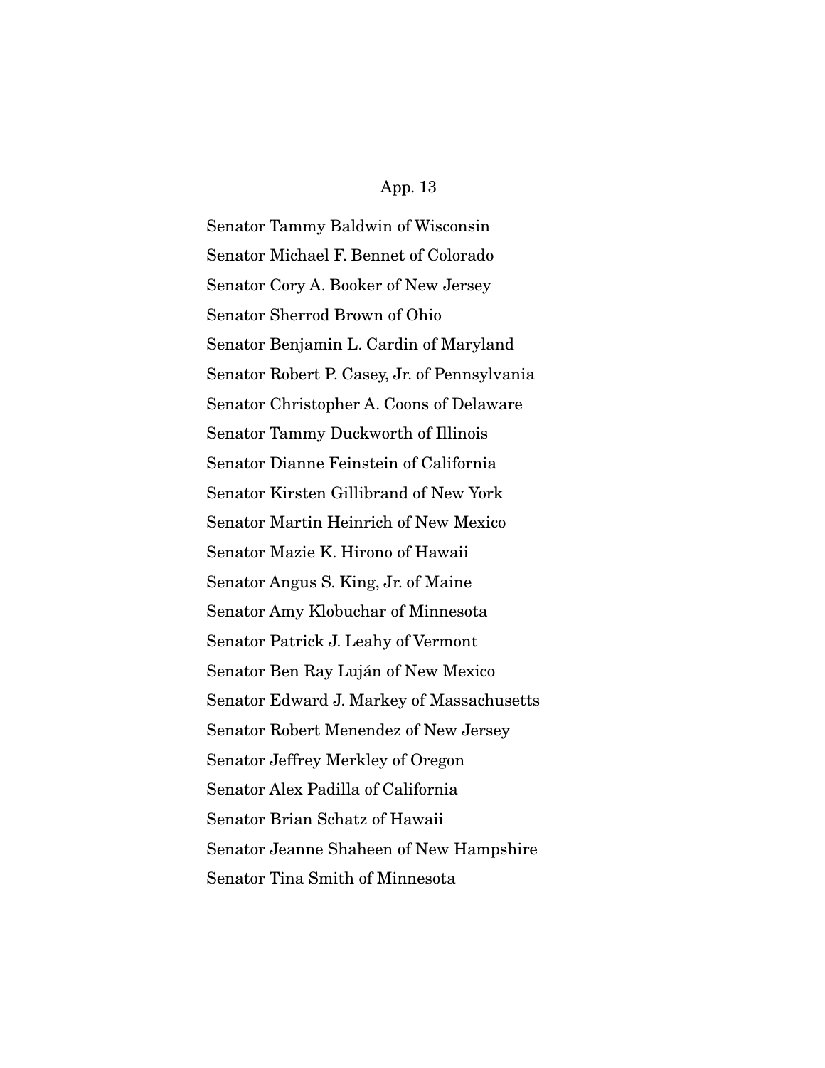Senator Tammy Baldwin of Wisconsin

Senator Michael F. Bennet of Colorado

Senator Cory A. Booker of New Jersey

Senator Sherrod Brown of Ohio

Senator Benjamin L. Cardin of Maryland

Senator Robert P. Casey, Jr. of Pennsylvania

Senator Christopher A. Coons of Delaware

Senator Tammy Duckworth of Illinois

Senator Dianne Feinstein of California

Senator Kirsten Gillibrand of New York

Senator Martin Heinrich of New Mexico

Senator Mazie K. Hirono of Hawaii

Senator Angus S. King, Jr. of Maine

Senator Amy Klobuchar of Minnesota

Senator Patrick J. Leahy of Vermont

Senator Ben Ray Luján of New Mexico

Senator Edward J. Markey of Massachusetts

Senator Robert Menendez of New Jersey

Senator Jeffrey Merkley of Oregon

Senator Alex Padilla of California

Senator Brian Schatz of Hawaii

Senator Jeanne Shaheen of New Hampshire

Senator Tina Smith of Minnesota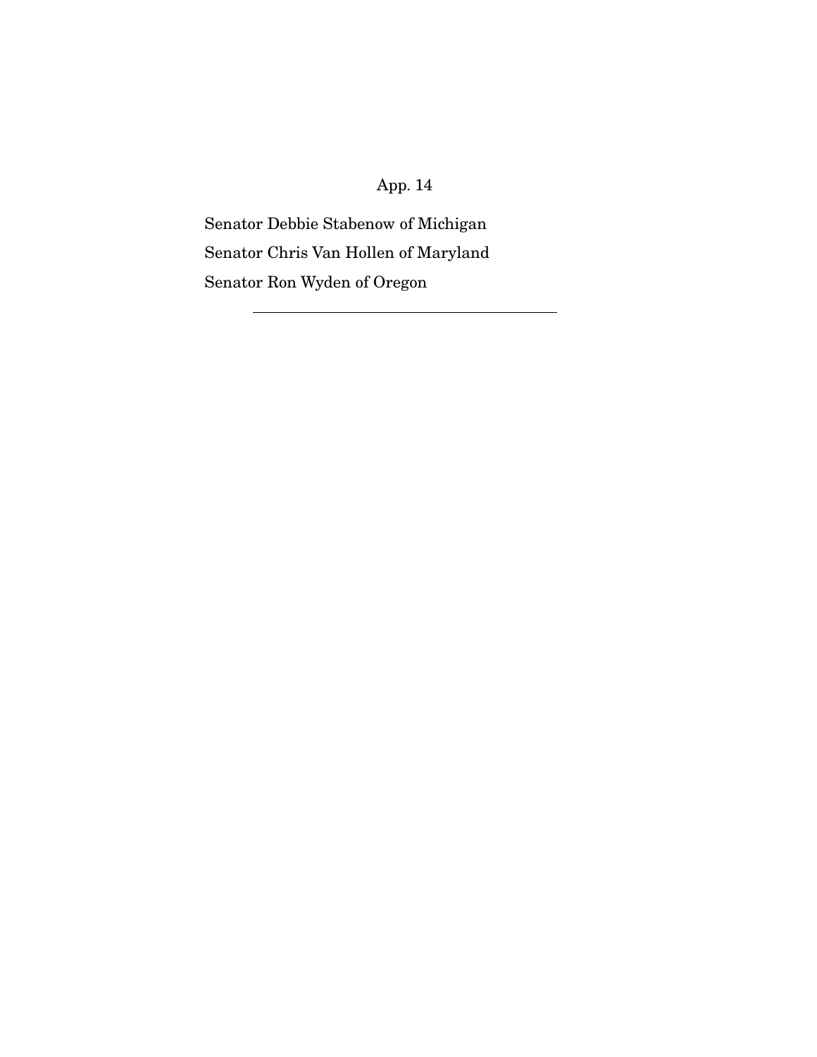Senator Debbie Stabenow of Michigan

Senator Chris Van Hollen of Maryland

Senator Ron Wyden of Oregon

---